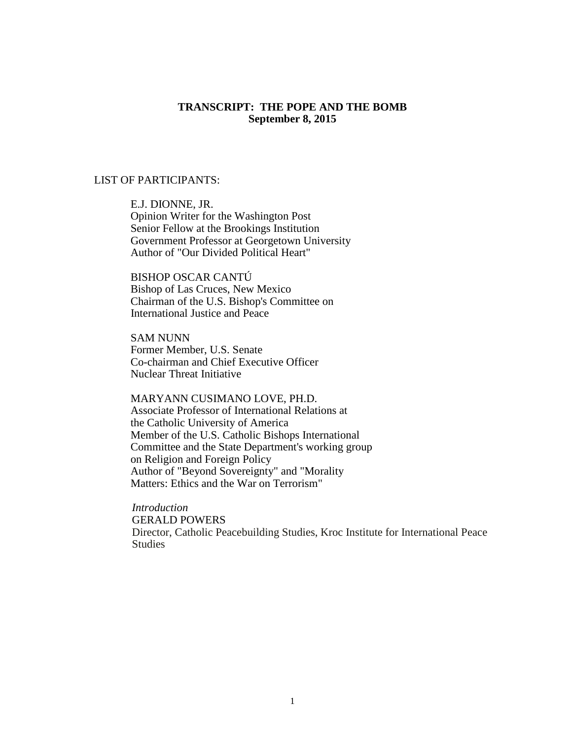**TRANSCRIPT: THE POPE AND THE BOMB**
**September 8, 2015**

LIST OF PARTICIPANTS:

E.J. DIONNE, JR.
Opinion Writer for the Washington Post
Senior Fellow at the Brookings Institution
Government Professor at Georgetown University
Author of "Our Divided Political Heart"

BISHOP OSCAR CANTÚ
Bishop of Las Cruces, New Mexico
Chairman of the U.S. Bishop's Committee on
International Justice and Peace

SAM NUNN
Former Member, U.S. Senate
Co-chairman and Chief Executive Officer
Nuclear Threat Initiative

MARYANN CUSIMANO LOVE, PH.D.
Associate Professor of International Relations at
the Catholic University of America
Member of the U.S. Catholic Bishops International
Committee and the State Department's working group
on Religion and Foreign Policy
Author of "Beyond Sovereignty" and "Morality
Matters: Ethics and the War on Terrorism"

*Introduction*
GERALD POWERS
Director, Catholic Peacebuilding Studies, Kroc Institute for International Peace Studies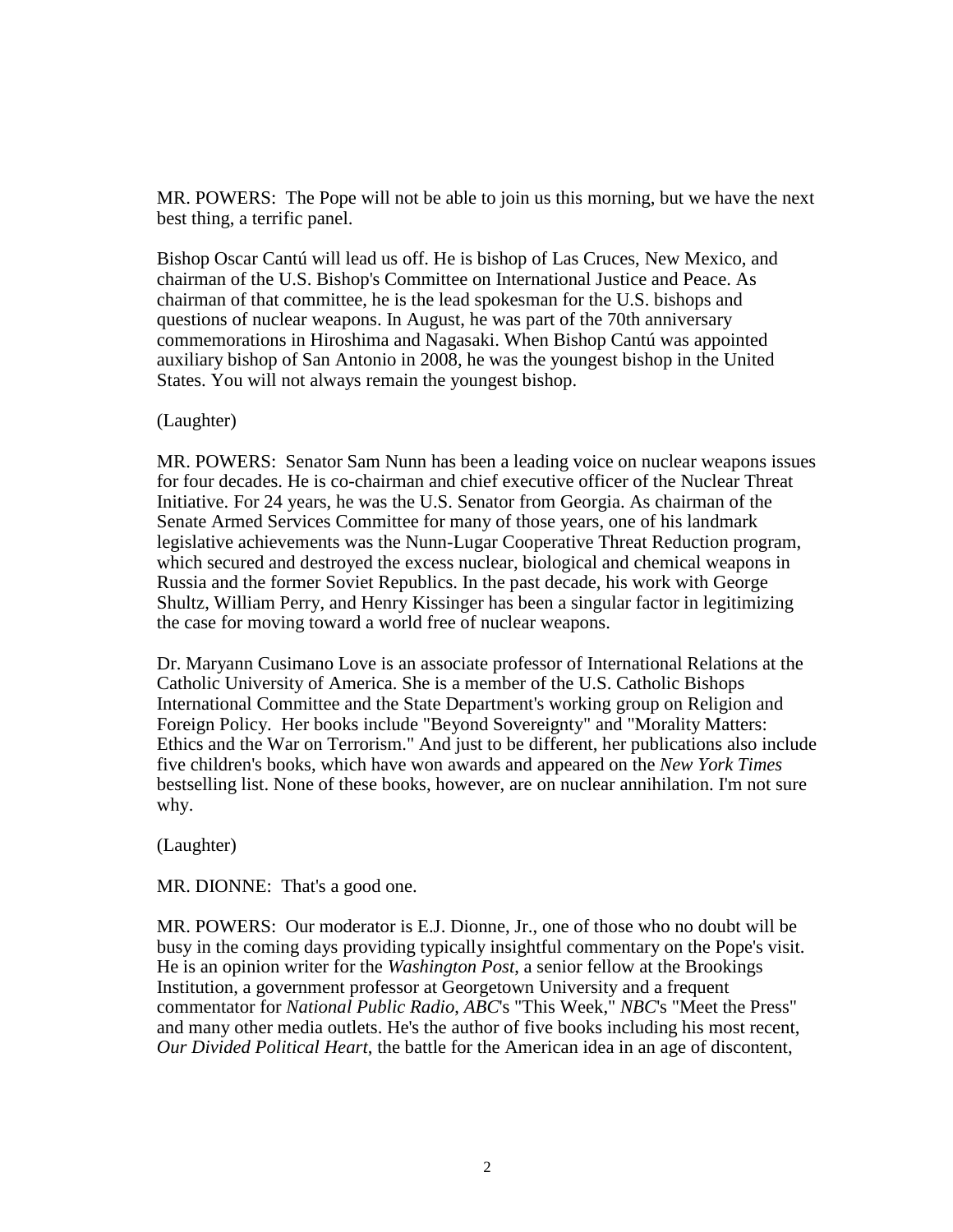MR. POWERS: The Pope will not be able to join us this morning, but we have the next best thing, a terrific panel.

Bishop Oscar Cantú will lead us off. He is bishop of Las Cruces, New Mexico, and chairman of the U.S. Bishop's Committee on International Justice and Peace. As chairman of that committee, he is the lead spokesman for the U.S. bishops and questions of nuclear weapons. In August, he was part of the 70th anniversary commemorations in Hiroshima and Nagasaki. When Bishop Cantú was appointed auxiliary bishop of San Antonio in 2008, he was the youngest bishop in the United States. You will not always remain the youngest bishop.

(Laughter)

MR. POWERS: Senator Sam Nunn has been a leading voice on nuclear weapons issues for four decades. He is co-chairman and chief executive officer of the Nuclear Threat Initiative. For 24 years, he was the U.S. Senator from Georgia. As chairman of the Senate Armed Services Committee for many of those years, one of his landmark legislative achievements was the Nunn-Lugar Cooperative Threat Reduction program, which secured and destroyed the excess nuclear, biological and chemical weapons in Russia and the former Soviet Republics. In the past decade, his work with George Shultz, William Perry, and Henry Kissinger has been a singular factor in legitimizing the case for moving toward a world free of nuclear weapons.

Dr. Maryann Cusimano Love is an associate professor of International Relations at the Catholic University of America. She is a member of the U.S. Catholic Bishops International Committee and the State Department's working group on Religion and Foreign Policy. Her books include "Beyond Sovereignty" and "Morality Matters: Ethics and the War on Terrorism." And just to be different, her publications also include five children's books, which have won awards and appeared on the *New York Times* bestselling list. None of these books, however, are on nuclear annihilation. I'm not sure why.

(Laughter)

MR. DIONNE: That's a good one.

MR. POWERS: Our moderator is E.J. Dionne, Jr., one of those who no doubt will be busy in the coming days providing typically insightful commentary on the Pope's visit. He is an opinion writer for the *Washington Post*, a senior fellow at the Brookings Institution, a government professor at Georgetown University and a frequent commentator for *National Public Radio*, *ABC*'s "This Week," *NBC*'s "Meet the Press" and many other media outlets. He's the author of five books including his most recent, *Our Divided Political Heart*, the battle for the American idea in an age of discontent,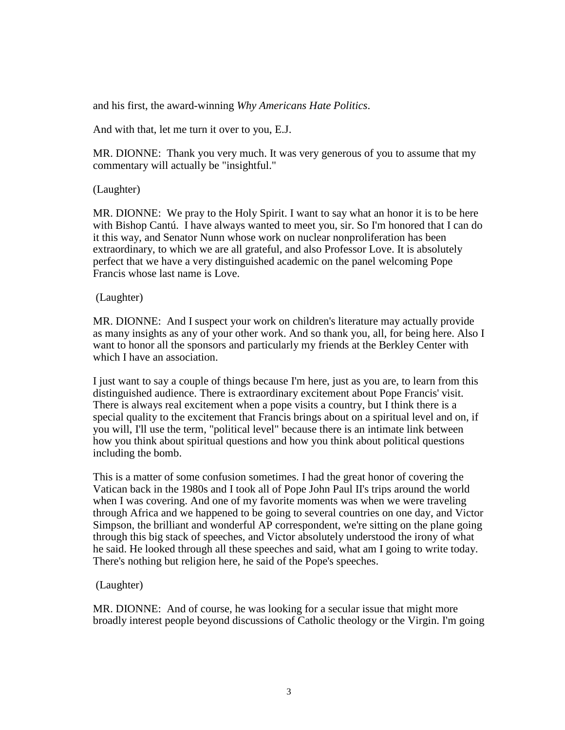and his first, the award-winning *Why Americans Hate Politics*.

And with that, let me turn it over to you, E.J.

MR. DIONNE: Thank you very much. It was very generous of you to assume that my commentary will actually be "insightful."

(Laughter)

MR. DIONNE: We pray to the Holy Spirit. I want to say what an honor it is to be here with Bishop Cantú. I have always wanted to meet you, sir. So I'm honored that I can do it this way, and Senator Nunn whose work on nuclear nonproliferation has been extraordinary, to which we are all grateful, and also Professor Love. It is absolutely perfect that we have a very distinguished academic on the panel welcoming Pope Francis whose last name is Love.

(Laughter)

MR. DIONNE: And I suspect your work on children's literature may actually provide as many insights as any of your other work. And so thank you, all, for being here. Also I want to honor all the sponsors and particularly my friends at the Berkley Center with which I have an association.

I just want to say a couple of things because I'm here, just as you are, to learn from this distinguished audience. There is extraordinary excitement about Pope Francis' visit. There is always real excitement when a pope visits a country, but I think there is a special quality to the excitement that Francis brings about on a spiritual level and on, if you will, I'll use the term, "political level" because there is an intimate link between how you think about spiritual questions and how you think about political questions including the bomb.

This is a matter of some confusion sometimes. I had the great honor of covering the Vatican back in the 1980s and I took all of Pope John Paul II's trips around the world when I was covering. And one of my favorite moments was when we were traveling through Africa and we happened to be going to several countries on one day, and Victor Simpson, the brilliant and wonderful AP correspondent, we're sitting on the plane going through this big stack of speeches, and Victor absolutely understood the irony of what he said. He looked through all these speeches and said, what am I going to write today. There's nothing but religion here, he said of the Pope's speeches.

(Laughter)

MR. DIONNE: And of course, he was looking for a secular issue that might more broadly interest people beyond discussions of Catholic theology or the Virgin. I'm going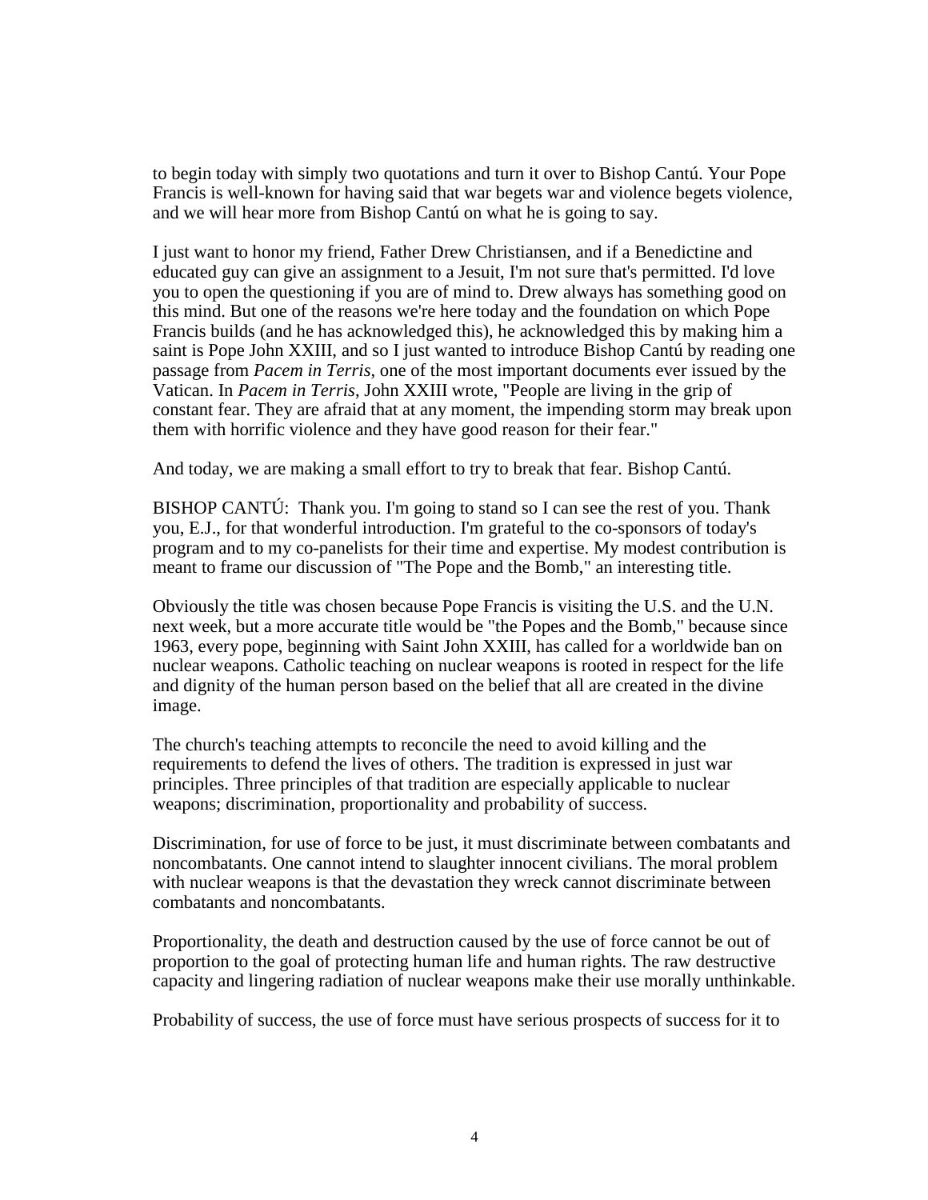to begin today with simply two quotations and turn it over to Bishop Cantú. Your Pope Francis is well-known for having said that war begets war and violence begets violence, and we will hear more from Bishop Cantú on what he is going to say.

I just want to honor my friend, Father Drew Christiansen, and if a Benedictine and educated guy can give an assignment to a Jesuit, I'm not sure that's permitted. I'd love you to open the questioning if you are of mind to. Drew always has something good on this mind. But one of the reasons we're here today and the foundation on which Pope Francis builds (and he has acknowledged this), he acknowledged this by making him a saint is Pope John XXIII, and so I just wanted to introduce Bishop Cantú by reading one passage from *Pacem in Terris*, one of the most important documents ever issued by the Vatican. In *Pacem in Terris*, John XXIII wrote, "People are living in the grip of constant fear. They are afraid that at any moment, the impending storm may break upon them with horrific violence and they have good reason for their fear."

And today, we are making a small effort to try to break that fear. Bishop Cantú.

BISHOP CANTÚ: Thank you. I'm going to stand so I can see the rest of you. Thank you, E.J., for that wonderful introduction. I'm grateful to the co-sponsors of today's program and to my co-panelists for their time and expertise. My modest contribution is meant to frame our discussion of "The Pope and the Bomb," an interesting title.

Obviously the title was chosen because Pope Francis is visiting the U.S. and the U.N. next week, but a more accurate title would be "the Popes and the Bomb," because since 1963, every pope, beginning with Saint John XXIII, has called for a worldwide ban on nuclear weapons. Catholic teaching on nuclear weapons is rooted in respect for the life and dignity of the human person based on the belief that all are created in the divine image.

The church's teaching attempts to reconcile the need to avoid killing and the requirements to defend the lives of others. The tradition is expressed in just war principles. Three principles of that tradition are especially applicable to nuclear weapons; discrimination, proportionality and probability of success.

Discrimination, for use of force to be just, it must discriminate between combatants and noncombatants. One cannot intend to slaughter innocent civilians. The moral problem with nuclear weapons is that the devastation they wreck cannot discriminate between combatants and noncombatants.

Proportionality, the death and destruction caused by the use of force cannot be out of proportion to the goal of protecting human life and human rights. The raw destructive capacity and lingering radiation of nuclear weapons make their use morally unthinkable.

Probability of success, the use of force must have serious prospects of success for it to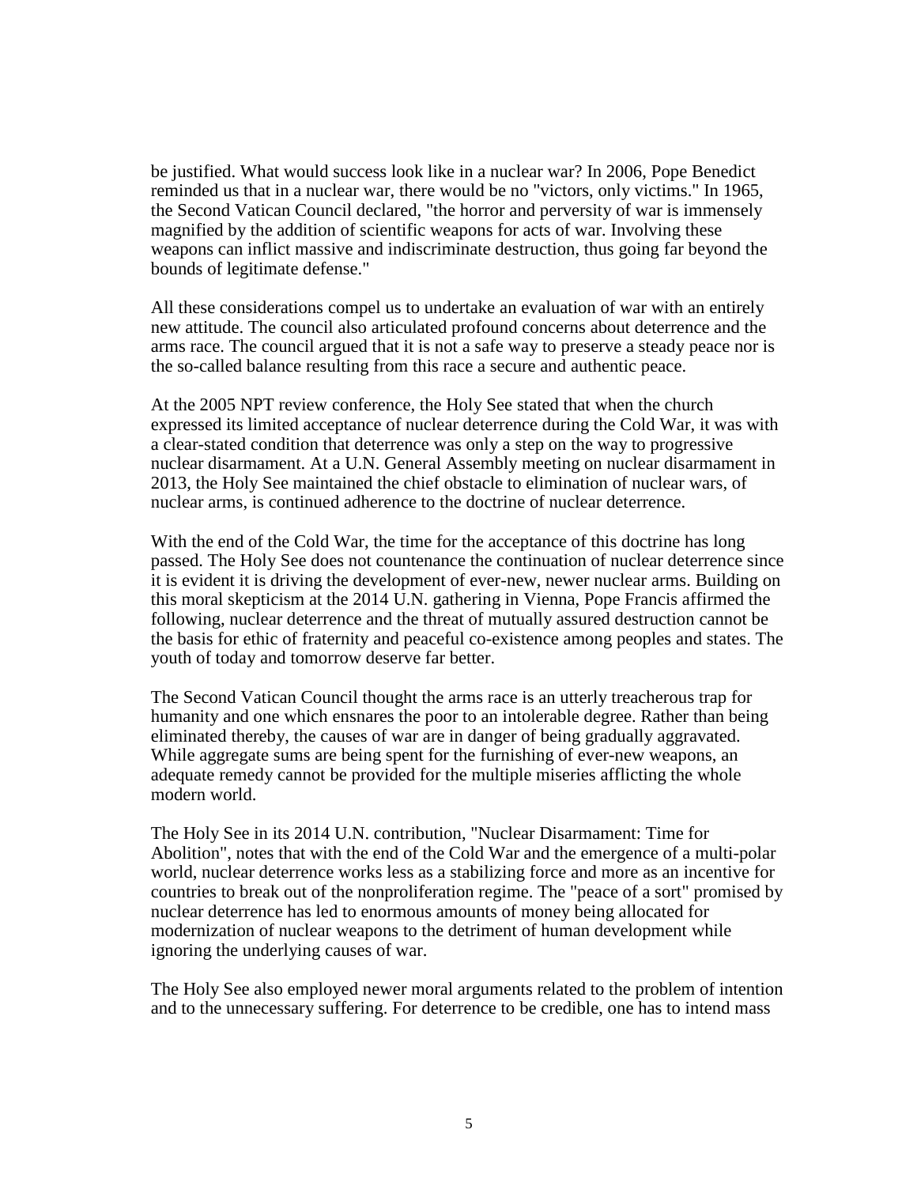be justified. What would success look like in a nuclear war? In 2006, Pope Benedict reminded us that in a nuclear war, there would be no "victors, only victims." In 1965, the Second Vatican Council declared, "the horror and perversity of war is immensely magnified by the addition of scientific weapons for acts of war. Involving these weapons can inflict massive and indiscriminate destruction, thus going far beyond the bounds of legitimate defense."

All these considerations compel us to undertake an evaluation of war with an entirely new attitude. The council also articulated profound concerns about deterrence and the arms race. The council argued that it is not a safe way to preserve a steady peace nor is the so-called balance resulting from this race a secure and authentic peace.

At the 2005 NPT review conference, the Holy See stated that when the church expressed its limited acceptance of nuclear deterrence during the Cold War, it was with a clear-stated condition that deterrence was only a step on the way to progressive nuclear disarmament. At a U.N. General Assembly meeting on nuclear disarmament in 2013, the Holy See maintained the chief obstacle to elimination of nuclear wars, of nuclear arms, is continued adherence to the doctrine of nuclear deterrence.

With the end of the Cold War, the time for the acceptance of this doctrine has long passed. The Holy See does not countenance the continuation of nuclear deterrence since it is evident it is driving the development of ever-new, newer nuclear arms. Building on this moral skepticism at the 2014 U.N. gathering in Vienna, Pope Francis affirmed the following, nuclear deterrence and the threat of mutually assured destruction cannot be the basis for ethic of fraternity and peaceful co-existence among peoples and states. The youth of today and tomorrow deserve far better.

The Second Vatican Council thought the arms race is an utterly treacherous trap for humanity and one which ensnares the poor to an intolerable degree. Rather than being eliminated thereby, the causes of war are in danger of being gradually aggravated. While aggregate sums are being spent for the furnishing of ever-new weapons, an adequate remedy cannot be provided for the multiple miseries afflicting the whole modern world.

The Holy See in its 2014 U.N. contribution, "Nuclear Disarmament: Time for Abolition", notes that with the end of the Cold War and the emergence of a multi-polar world, nuclear deterrence works less as a stabilizing force and more as an incentive for countries to break out of the nonproliferation regime. The "peace of a sort" promised by nuclear deterrence has led to enormous amounts of money being allocated for modernization of nuclear weapons to the detriment of human development while ignoring the underlying causes of war.

The Holy See also employed newer moral arguments related to the problem of intention and to the unnecessary suffering. For deterrence to be credible, one has to intend mass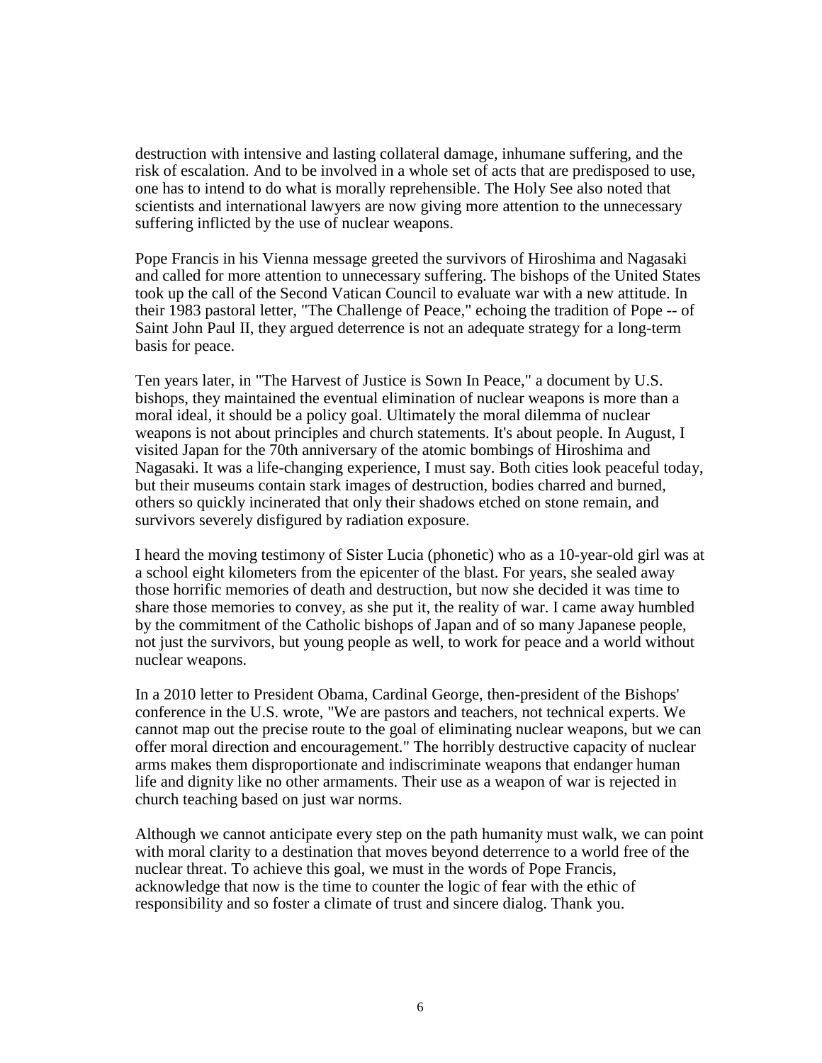destruction with intensive and lasting collateral damage, inhumane suffering, and the risk of escalation. And to be involved in a whole set of acts that are predisposed to use, one has to intend to do what is morally reprehensible. The Holy See also noted that scientists and international lawyers are now giving more attention to the unnecessary suffering inflicted by the use of nuclear weapons.

Pope Francis in his Vienna message greeted the survivors of Hiroshima and Nagasaki and called for more attention to unnecessary suffering. The bishops of the United States took up the call of the Second Vatican Council to evaluate war with a new attitude. In their 1983 pastoral letter, "The Challenge of Peace," echoing the tradition of Pope -- of Saint John Paul II, they argued deterrence is not an adequate strategy for a long-term basis for peace.

Ten years later, in "The Harvest of Justice is Sown In Peace," a document by U.S. bishops, they maintained the eventual elimination of nuclear weapons is more than a moral ideal, it should be a policy goal. Ultimately the moral dilemma of nuclear weapons is not about principles and church statements. It's about people. In August, I visited Japan for the 70th anniversary of the atomic bombings of Hiroshima and Nagasaki. It was a life-changing experience, I must say. Both cities look peaceful today, but their museums contain stark images of destruction, bodies charred and burned, others so quickly incinerated that only their shadows etched on stone remain, and survivors severely disfigured by radiation exposure.

I heard the moving testimony of Sister Lucia (phonetic) who as a 10-year-old girl was at a school eight kilometers from the epicenter of the blast. For years, she sealed away those horrific memories of death and destruction, but now she decided it was time to share those memories to convey, as she put it, the reality of war. I came away humbled by the commitment of the Catholic bishops of Japan and of so many Japanese people, not just the survivors, but young people as well, to work for peace and a world without nuclear weapons.

In a 2010 letter to President Obama, Cardinal George, then-president of the Bishops' conference in the U.S. wrote, "We are pastors and teachers, not technical experts. We cannot map out the precise route to the goal of eliminating nuclear weapons, but we can offer moral direction and encouragement." The horribly destructive capacity of nuclear arms makes them disproportionate and indiscriminate weapons that endanger human life and dignity like no other armaments. Their use as a weapon of war is rejected in church teaching based on just war norms.

Although we cannot anticipate every step on the path humanity must walk, we can point with moral clarity to a destination that moves beyond deterrence to a world free of the nuclear threat. To achieve this goal, we must in the words of Pope Francis, acknowledge that now is the time to counter the logic of fear with the ethic of responsibility and so foster a climate of trust and sincere dialog. Thank you.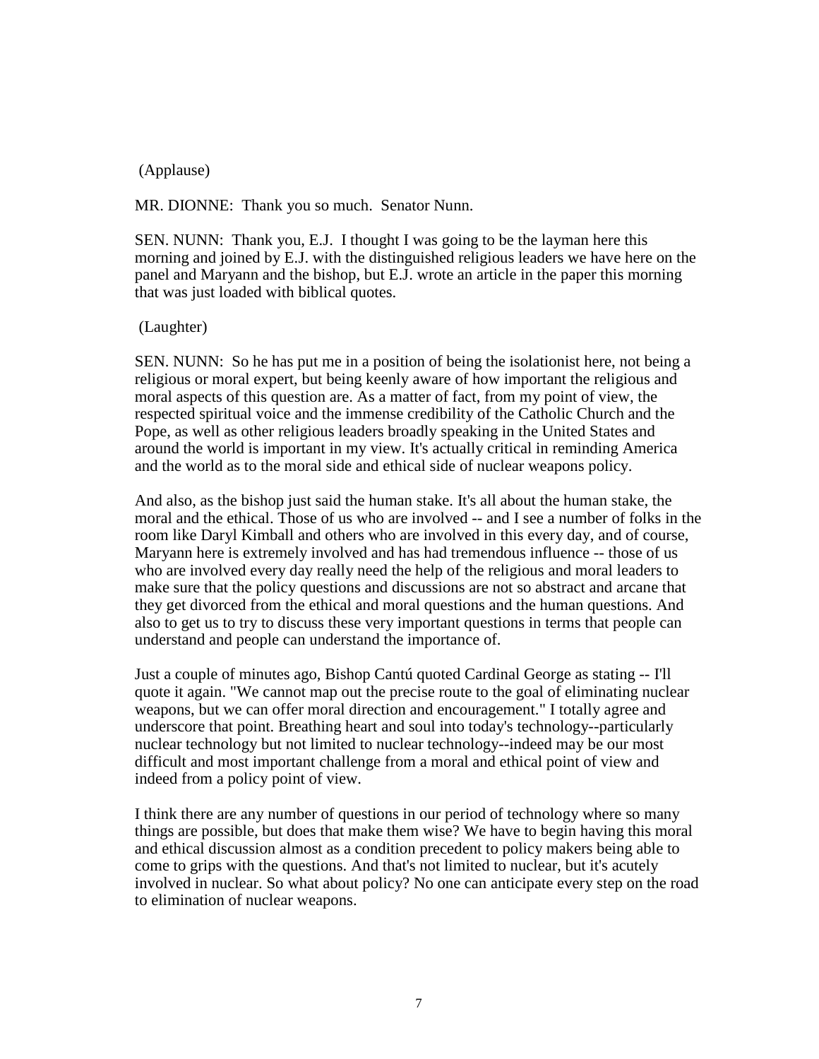(Applause)

MR. DIONNE: Thank you so much. Senator Nunn.

SEN. NUNN: Thank you, E.J. I thought I was going to be the layman here this morning and joined by E.J. with the distinguished religious leaders we have here on the panel and Maryann and the bishop, but E.J. wrote an article in the paper this morning that was just loaded with biblical quotes.

(Laughter)

SEN. NUNN: So he has put me in a position of being the isolationist here, not being a religious or moral expert, but being keenly aware of how important the religious and moral aspects of this question are. As a matter of fact, from my point of view, the respected spiritual voice and the immense credibility of the Catholic Church and the Pope, as well as other religious leaders broadly speaking in the United States and around the world is important in my view. It's actually critical in reminding America and the world as to the moral side and ethical side of nuclear weapons policy.

And also, as the bishop just said the human stake. It's all about the human stake, the moral and the ethical. Those of us who are involved -- and I see a number of folks in the room like Daryl Kimball and others who are involved in this every day, and of course, Maryann here is extremely involved and has had tremendous influence -- those of us who are involved every day really need the help of the religious and moral leaders to make sure that the policy questions and discussions are not so abstract and arcane that they get divorced from the ethical and moral questions and the human questions. And also to get us to try to discuss these very important questions in terms that people can understand and people can understand the importance of.

Just a couple of minutes ago, Bishop Cantú quoted Cardinal George as stating -- I'll quote it again. "We cannot map out the precise route to the goal of eliminating nuclear weapons, but we can offer moral direction and encouragement." I totally agree and underscore that point. Breathing heart and soul into today's technology--particularly nuclear technology but not limited to nuclear technology--indeed may be our most difficult and most important challenge from a moral and ethical point of view and indeed from a policy point of view.

I think there are any number of questions in our period of technology where so many things are possible, but does that make them wise? We have to begin having this moral and ethical discussion almost as a condition precedent to policy makers being able to come to grips with the questions. And that's not limited to nuclear, but it's acutely involved in nuclear. So what about policy? No one can anticipate every step on the road to elimination of nuclear weapons.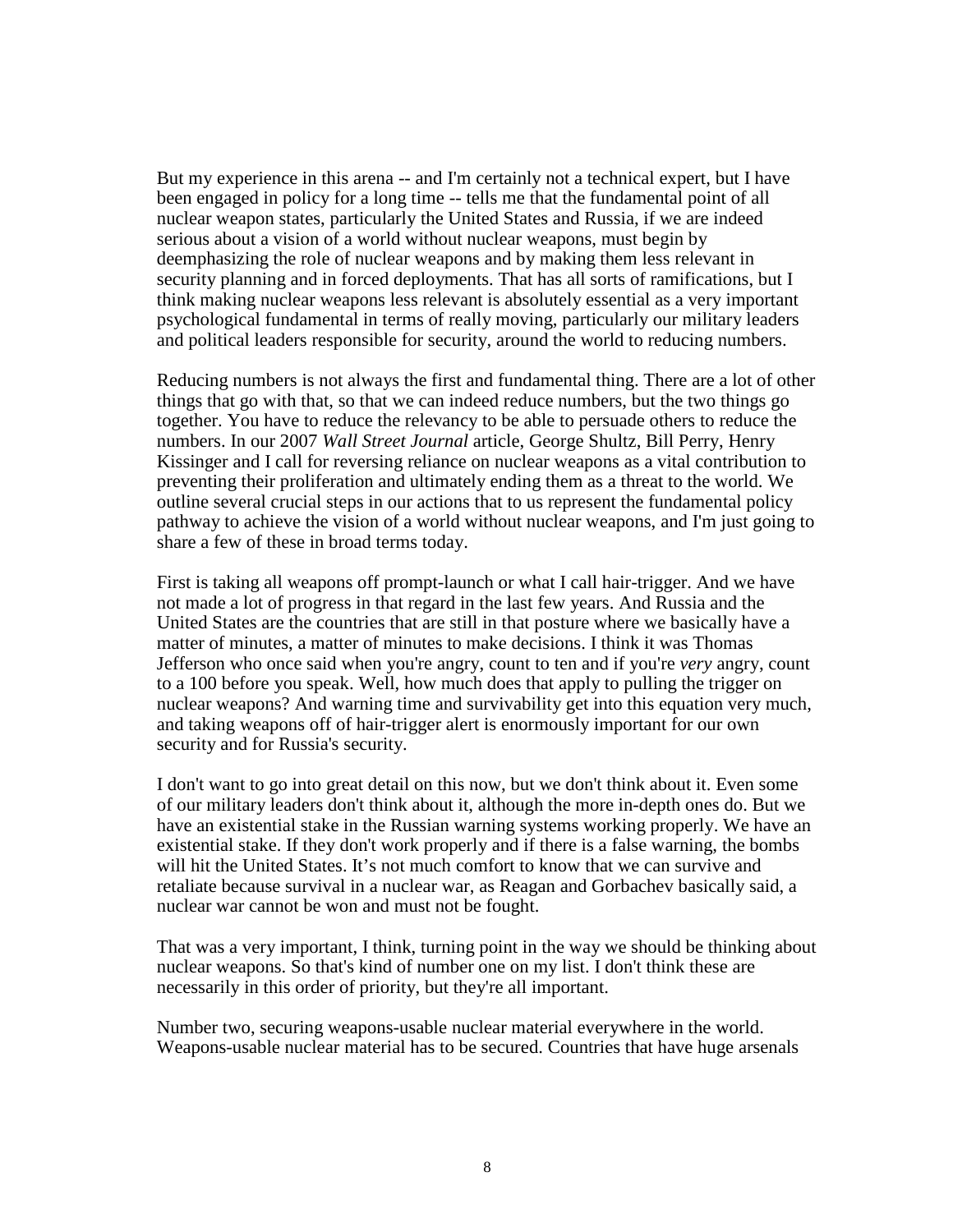But my experience in this arena -- and I'm certainly not a technical expert, but I have been engaged in policy for a long time -- tells me that the fundamental point of all nuclear weapon states, particularly the United States and Russia, if we are indeed serious about a vision of a world without nuclear weapons, must begin by deemphasizing the role of nuclear weapons and by making them less relevant in security planning and in forced deployments. That has all sorts of ramifications, but I think making nuclear weapons less relevant is absolutely essential as a very important psychological fundamental in terms of really moving, particularly our military leaders and political leaders responsible for security, around the world to reducing numbers.

Reducing numbers is not always the first and fundamental thing. There are a lot of other things that go with that, so that we can indeed reduce numbers, but the two things go together. You have to reduce the relevancy to be able to persuade others to reduce the numbers. In our 2007 *Wall Street Journal* article, George Shultz, Bill Perry, Henry Kissinger and I call for reversing reliance on nuclear weapons as a vital contribution to preventing their proliferation and ultimately ending them as a threat to the world. We outline several crucial steps in our actions that to us represent the fundamental policy pathway to achieve the vision of a world without nuclear weapons, and I'm just going to share a few of these in broad terms today.

First is taking all weapons off prompt-launch or what I call hair-trigger. And we have not made a lot of progress in that regard in the last few years. And Russia and the United States are the countries that are still in that posture where we basically have a matter of minutes, a matter of minutes to make decisions. I think it was Thomas Jefferson who once said when you're angry, count to ten and if you're *very* angry, count to a 100 before you speak. Well, how much does that apply to pulling the trigger on nuclear weapons? And warning time and survivability get into this equation very much, and taking weapons off of hair-trigger alert is enormously important for our own security and for Russia's security.

I don't want to go into great detail on this now, but we don't think about it. Even some of our military leaders don't think about it, although the more in-depth ones do. But we have an existential stake in the Russian warning systems working properly. We have an existential stake. If they don't work properly and if there is a false warning, the bombs will hit the United States. It's not much comfort to know that we can survive and retaliate because survival in a nuclear war, as Reagan and Gorbachev basically said, a nuclear war cannot be won and must not be fought.

That was a very important, I think, turning point in the way we should be thinking about nuclear weapons. So that's kind of number one on my list. I don't think these are necessarily in this order of priority, but they're all important.

Number two, securing weapons-usable nuclear material everywhere in the world. Weapons-usable nuclear material has to be secured. Countries that have huge arsenals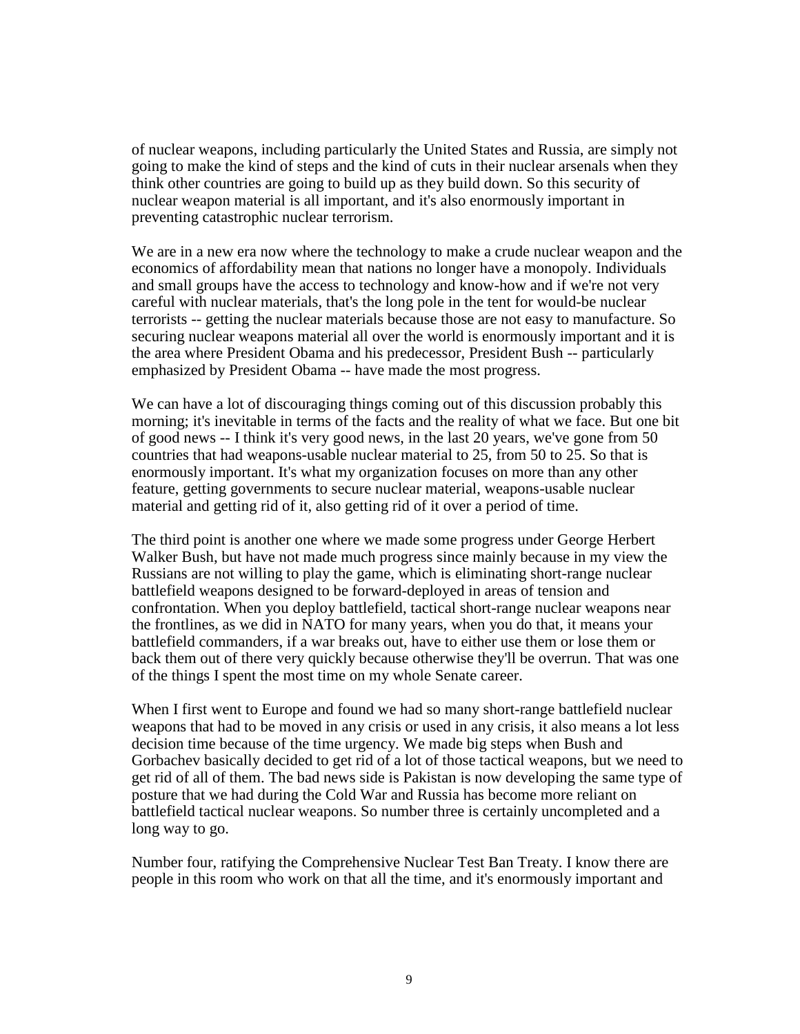of nuclear weapons, including particularly the United States and Russia, are simply not going to make the kind of steps and the kind of cuts in their nuclear arsenals when they think other countries are going to build up as they build down. So this security of nuclear weapon material is all important, and it's also enormously important in preventing catastrophic nuclear terrorism.

We are in a new era now where the technology to make a crude nuclear weapon and the economics of affordability mean that nations no longer have a monopoly. Individuals and small groups have the access to technology and know-how and if we're not very careful with nuclear materials, that's the long pole in the tent for would-be nuclear terrorists -- getting the nuclear materials because those are not easy to manufacture. So securing nuclear weapons material all over the world is enormously important and it is the area where President Obama and his predecessor, President Bush -- particularly emphasized by President Obama -- have made the most progress.

We can have a lot of discouraging things coming out of this discussion probably this morning; it's inevitable in terms of the facts and the reality of what we face. But one bit of good news -- I think it's very good news, in the last 20 years, we've gone from 50 countries that had weapons-usable nuclear material to 25, from 50 to 25. So that is enormously important. It's what my organization focuses on more than any other feature, getting governments to secure nuclear material, weapons-usable nuclear material and getting rid of it, also getting rid of it over a period of time.

The third point is another one where we made some progress under George Herbert Walker Bush, but have not made much progress since mainly because in my view the Russians are not willing to play the game, which is eliminating short-range nuclear battlefield weapons designed to be forward-deployed in areas of tension and confrontation. When you deploy battlefield, tactical short-range nuclear weapons near the frontlines, as we did in NATO for many years, when you do that, it means your battlefield commanders, if a war breaks out, have to either use them or lose them or back them out of there very quickly because otherwise they'll be overrun. That was one of the things I spent the most time on my whole Senate career.

When I first went to Europe and found we had so many short-range battlefield nuclear weapons that had to be moved in any crisis or used in any crisis, it also means a lot less decision time because of the time urgency. We made big steps when Bush and Gorbachev basically decided to get rid of a lot of those tactical weapons, but we need to get rid of all of them. The bad news side is Pakistan is now developing the same type of posture that we had during the Cold War and Russia has become more reliant on battlefield tactical nuclear weapons. So number three is certainly uncompleted and a long way to go.

Number four, ratifying the Comprehensive Nuclear Test Ban Treaty. I know there are people in this room who work on that all the time, and it's enormously important and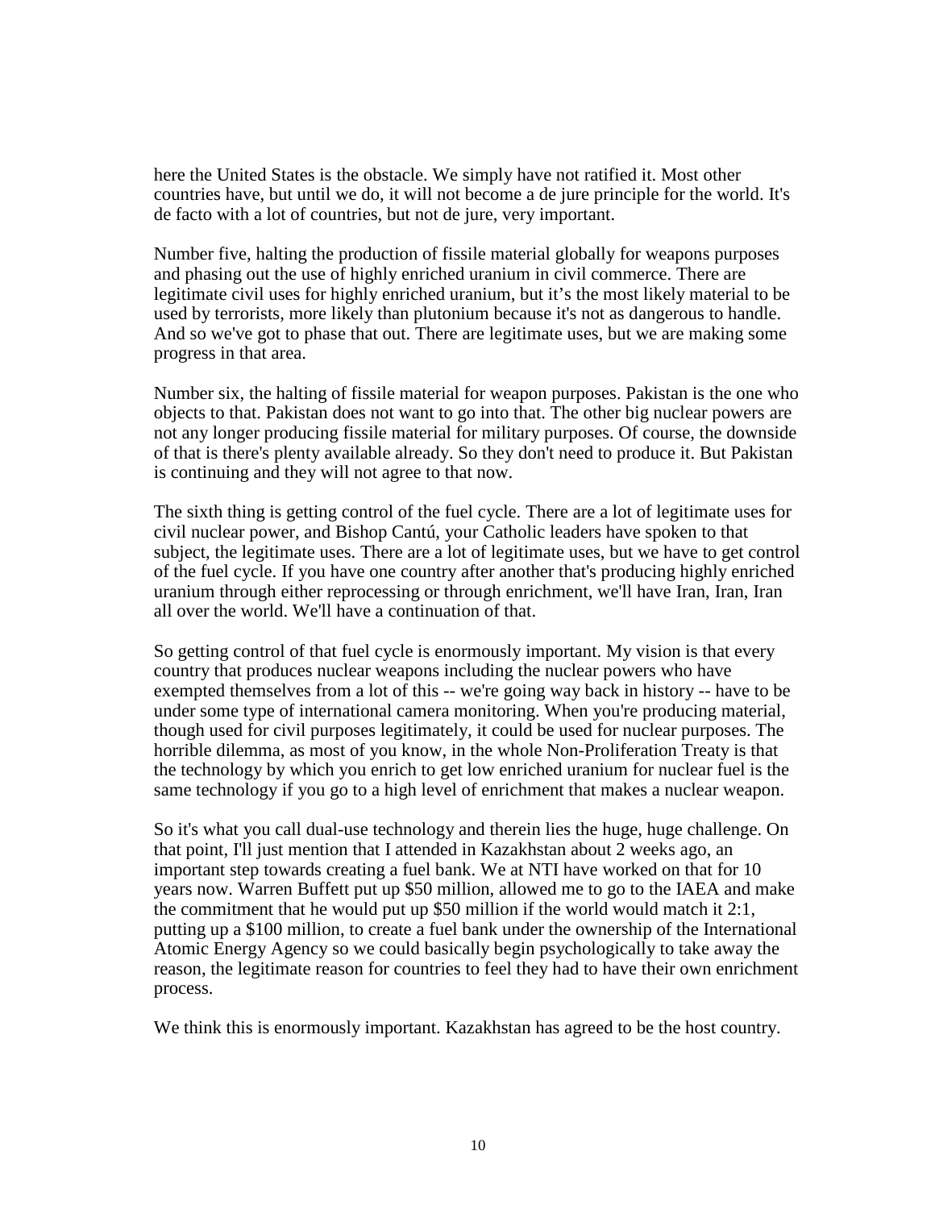here the United States is the obstacle. We simply have not ratified it. Most other countries have, but until we do, it will not become a de jure principle for the world. It's de facto with a lot of countries, but not de jure, very important.

Number five, halting the production of fissile material globally for weapons purposes and phasing out the use of highly enriched uranium in civil commerce. There are legitimate civil uses for highly enriched uranium, but it's the most likely material to be used by terrorists, more likely than plutonium because it's not as dangerous to handle. And so we've got to phase that out. There are legitimate uses, but we are making some progress in that area.

Number six, the halting of fissile material for weapon purposes. Pakistan is the one who objects to that. Pakistan does not want to go into that. The other big nuclear powers are not any longer producing fissile material for military purposes. Of course, the downside of that is there's plenty available already. So they don't need to produce it. But Pakistan is continuing and they will not agree to that now.

The sixth thing is getting control of the fuel cycle. There are a lot of legitimate uses for civil nuclear power, and Bishop Cantú, your Catholic leaders have spoken to that subject, the legitimate uses. There are a lot of legitimate uses, but we have to get control of the fuel cycle. If you have one country after another that's producing highly enriched uranium through either reprocessing or through enrichment, we'll have Iran, Iran, Iran all over the world. We'll have a continuation of that.

So getting control of that fuel cycle is enormously important. My vision is that every country that produces nuclear weapons including the nuclear powers who have exempted themselves from a lot of this -- we're going way back in history -- have to be under some type of international camera monitoring. When you're producing material, though used for civil purposes legitimately, it could be used for nuclear purposes. The horrible dilemma, as most of you know, in the whole Non-Proliferation Treaty is that the technology by which you enrich to get low enriched uranium for nuclear fuel is the same technology if you go to a high level of enrichment that makes a nuclear weapon.

So it's what you call dual-use technology and therein lies the huge, huge challenge. On that point, I'll just mention that I attended in Kazakhstan about 2 weeks ago, an important step towards creating a fuel bank. We at NTI have worked on that for 10 years now. Warren Buffett put up $50 million, allowed me to go to the IAEA and make the commitment that he would put up $50 million if the world would match it 2:1, putting up a $100 million, to create a fuel bank under the ownership of the International Atomic Energy Agency so we could basically begin psychologically to take away the reason, the legitimate reason for countries to feel they had to have their own enrichment process.

We think this is enormously important. Kazakhstan has agreed to be the host country.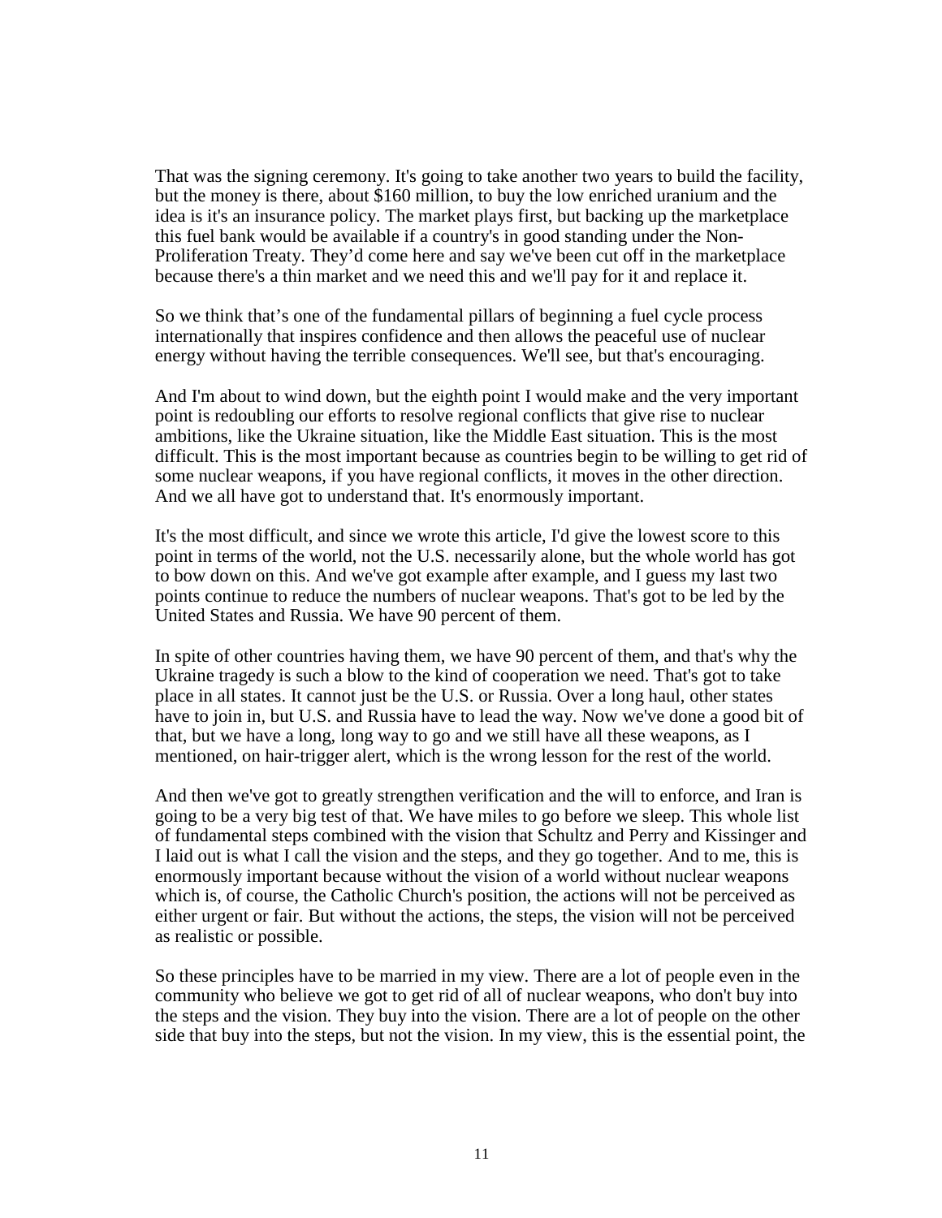That was the signing ceremony. It's going to take another two years to build the facility, but the money is there, about $160 million, to buy the low enriched uranium and the idea is it's an insurance policy. The market plays first, but backing up the marketplace this fuel bank would be available if a country's in good standing under the Non-Proliferation Treaty. They'd come here and say we've been cut off in the marketplace because there's a thin market and we need this and we'll pay for it and replace it.

So we think that's one of the fundamental pillars of beginning a fuel cycle process internationally that inspires confidence and then allows the peaceful use of nuclear energy without having the terrible consequences. We'll see, but that's encouraging.

And I'm about to wind down, but the eighth point I would make and the very important point is redoubling our efforts to resolve regional conflicts that give rise to nuclear ambitions, like the Ukraine situation, like the Middle East situation. This is the most difficult. This is the most important because as countries begin to be willing to get rid of some nuclear weapons, if you have regional conflicts, it moves in the other direction. And we all have got to understand that. It's enormously important.

It's the most difficult, and since we wrote this article, I'd give the lowest score to this point in terms of the world, not the U.S. necessarily alone, but the whole world has got to bow down on this. And we've got example after example, and I guess my last two points continue to reduce the numbers of nuclear weapons. That's got to be led by the United States and Russia. We have 90 percent of them.

In spite of other countries having them, we have 90 percent of them, and that's why the Ukraine tragedy is such a blow to the kind of cooperation we need. That's got to take place in all states. It cannot just be the U.S. or Russia. Over a long haul, other states have to join in, but U.S. and Russia have to lead the way. Now we've done a good bit of that, but we have a long, long way to go and we still have all these weapons, as I mentioned, on hair-trigger alert, which is the wrong lesson for the rest of the world.

And then we've got to greatly strengthen verification and the will to enforce, and Iran is going to be a very big test of that. We have miles to go before we sleep. This whole list of fundamental steps combined with the vision that Schultz and Perry and Kissinger and I laid out is what I call the vision and the steps, and they go together. And to me, this is enormously important because without the vision of a world without nuclear weapons which is, of course, the Catholic Church's position, the actions will not be perceived as either urgent or fair. But without the actions, the steps, the vision will not be perceived as realistic or possible.

So these principles have to be married in my view. There are a lot of people even in the community who believe we got to get rid of all of nuclear weapons, who don't buy into the steps and the vision. They buy into the vision. There are a lot of people on the other side that buy into the steps, but not the vision. In my view, this is the essential point, the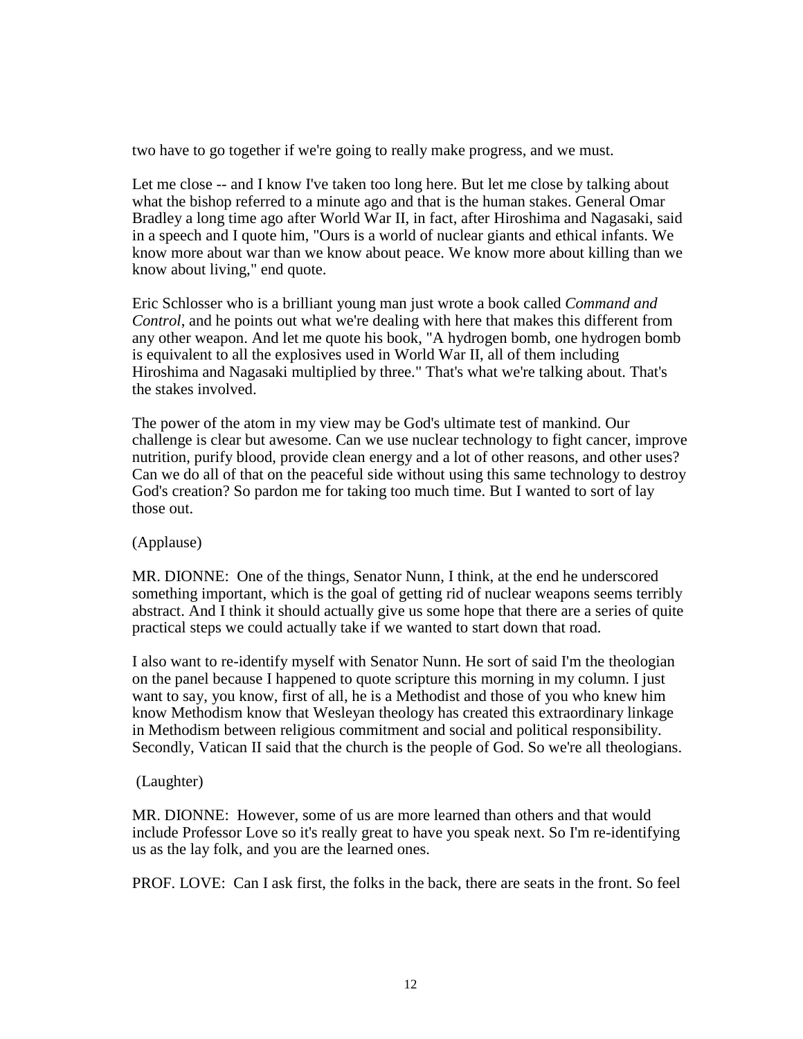two have to go together if we're going to really make progress, and we must.

Let me close -- and I know I've taken too long here. But let me close by talking about what the bishop referred to a minute ago and that is the human stakes. General Omar Bradley a long time ago after World War II, in fact, after Hiroshima and Nagasaki, said in a speech and I quote him, "Ours is a world of nuclear giants and ethical infants. We know more about war than we know about peace. We know more about killing than we know about living," end quote.

Eric Schlosser who is a brilliant young man just wrote a book called *Command and Control*, and he points out what we're dealing with here that makes this different from any other weapon. And let me quote his book, "A hydrogen bomb, one hydrogen bomb is equivalent to all the explosives used in World War II, all of them including Hiroshima and Nagasaki multiplied by three." That's what we're talking about. That's the stakes involved.

The power of the atom in my view may be God's ultimate test of mankind. Our challenge is clear but awesome. Can we use nuclear technology to fight cancer, improve nutrition, purify blood, provide clean energy and a lot of other reasons, and other uses? Can we do all of that on the peaceful side without using this same technology to destroy God's creation? So pardon me for taking too much time. But I wanted to sort of lay those out.

(Applause)

MR. DIONNE: One of the things, Senator Nunn, I think, at the end he underscored something important, which is the goal of getting rid of nuclear weapons seems terribly abstract. And I think it should actually give us some hope that there are a series of quite practical steps we could actually take if we wanted to start down that road.

I also want to re-identify myself with Senator Nunn. He sort of said I'm the theologian on the panel because I happened to quote scripture this morning in my column. I just want to say, you know, first of all, he is a Methodist and those of you who knew him know Methodism know that Wesleyan theology has created this extraordinary linkage in Methodism between religious commitment and social and political responsibility. Secondly, Vatican II said that the church is the people of God. So we're all theologians.

(Laughter)

MR. DIONNE: However, some of us are more learned than others and that would include Professor Love so it's really great to have you speak next. So I'm re-identifying us as the lay folk, and you are the learned ones.

PROF. LOVE: Can I ask first, the folks in the back, there are seats in the front. So feel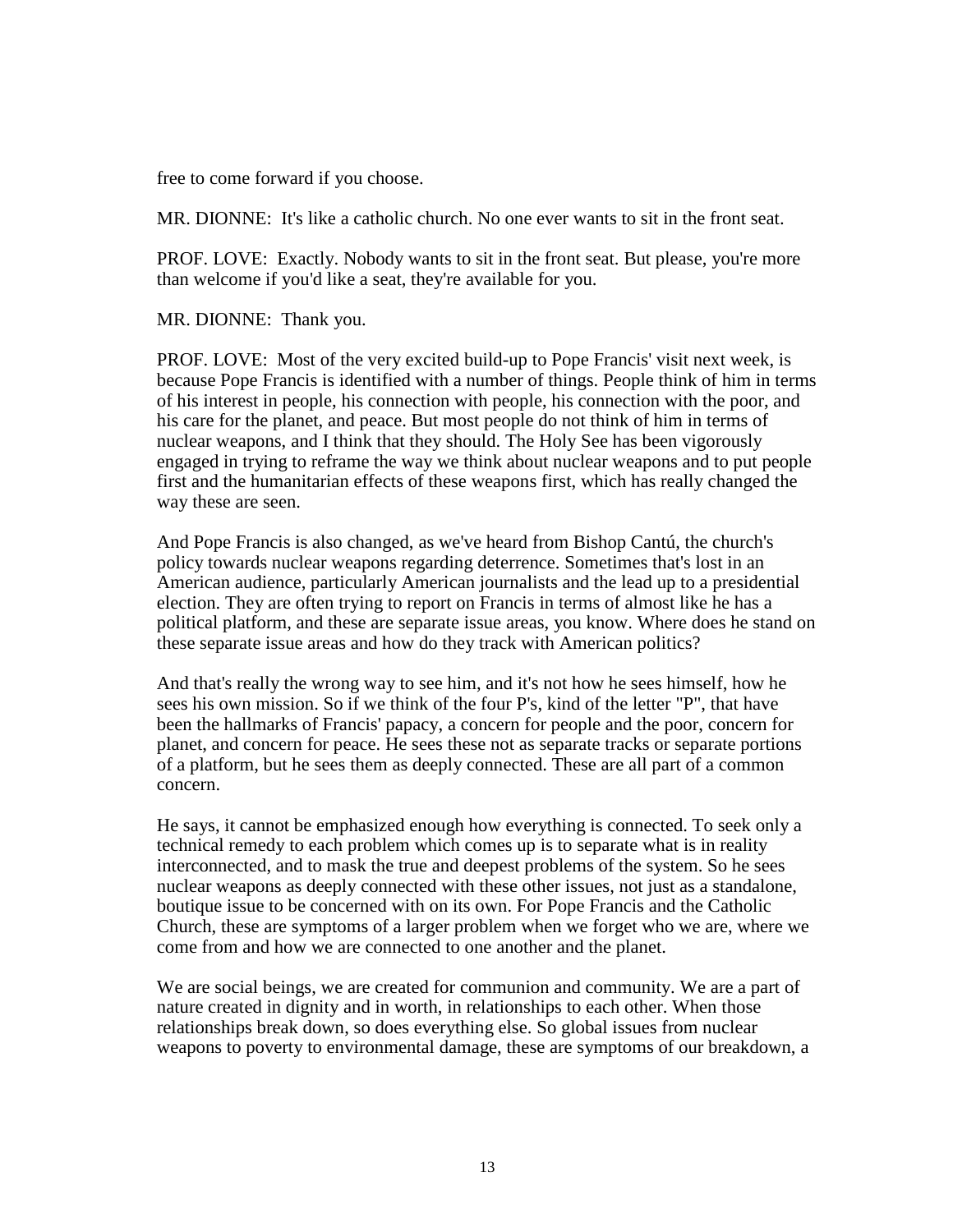free to come forward if you choose.

MR. DIONNE: It's like a catholic church. No one ever wants to sit in the front seat.

PROF. LOVE: Exactly. Nobody wants to sit in the front seat. But please, you're more than welcome if you'd like a seat, they're available for you.

MR. DIONNE: Thank you.

PROF. LOVE: Most of the very excited build-up to Pope Francis' visit next week, is because Pope Francis is identified with a number of things. People think of him in terms of his interest in people, his connection with people, his connection with the poor, and his care for the planet, and peace. But most people do not think of him in terms of nuclear weapons, and I think that they should. The Holy See has been vigorously engaged in trying to reframe the way we think about nuclear weapons and to put people first and the humanitarian effects of these weapons first, which has really changed the way these are seen.

And Pope Francis is also changed, as we've heard from Bishop Cantú, the church's policy towards nuclear weapons regarding deterrence. Sometimes that's lost in an American audience, particularly American journalists and the lead up to a presidential election. They are often trying to report on Francis in terms of almost like he has a political platform, and these are separate issue areas, you know. Where does he stand on these separate issue areas and how do they track with American politics?

And that's really the wrong way to see him, and it's not how he sees himself, how he sees his own mission. So if we think of the four P's, kind of the letter "P", that have been the hallmarks of Francis' papacy, a concern for people and the poor, concern for planet, and concern for peace. He sees these not as separate tracks or separate portions of a platform, but he sees them as deeply connected. These are all part of a common concern.

He says, it cannot be emphasized enough how everything is connected. To seek only a technical remedy to each problem which comes up is to separate what is in reality interconnected, and to mask the true and deepest problems of the system. So he sees nuclear weapons as deeply connected with these other issues, not just as a standalone, boutique issue to be concerned with on its own. For Pope Francis and the Catholic Church, these are symptoms of a larger problem when we forget who we are, where we come from and how we are connected to one another and the planet.

We are social beings, we are created for communion and community. We are a part of nature created in dignity and in worth, in relationships to each other. When those relationships break down, so does everything else. So global issues from nuclear weapons to poverty to environmental damage, these are symptoms of our breakdown, a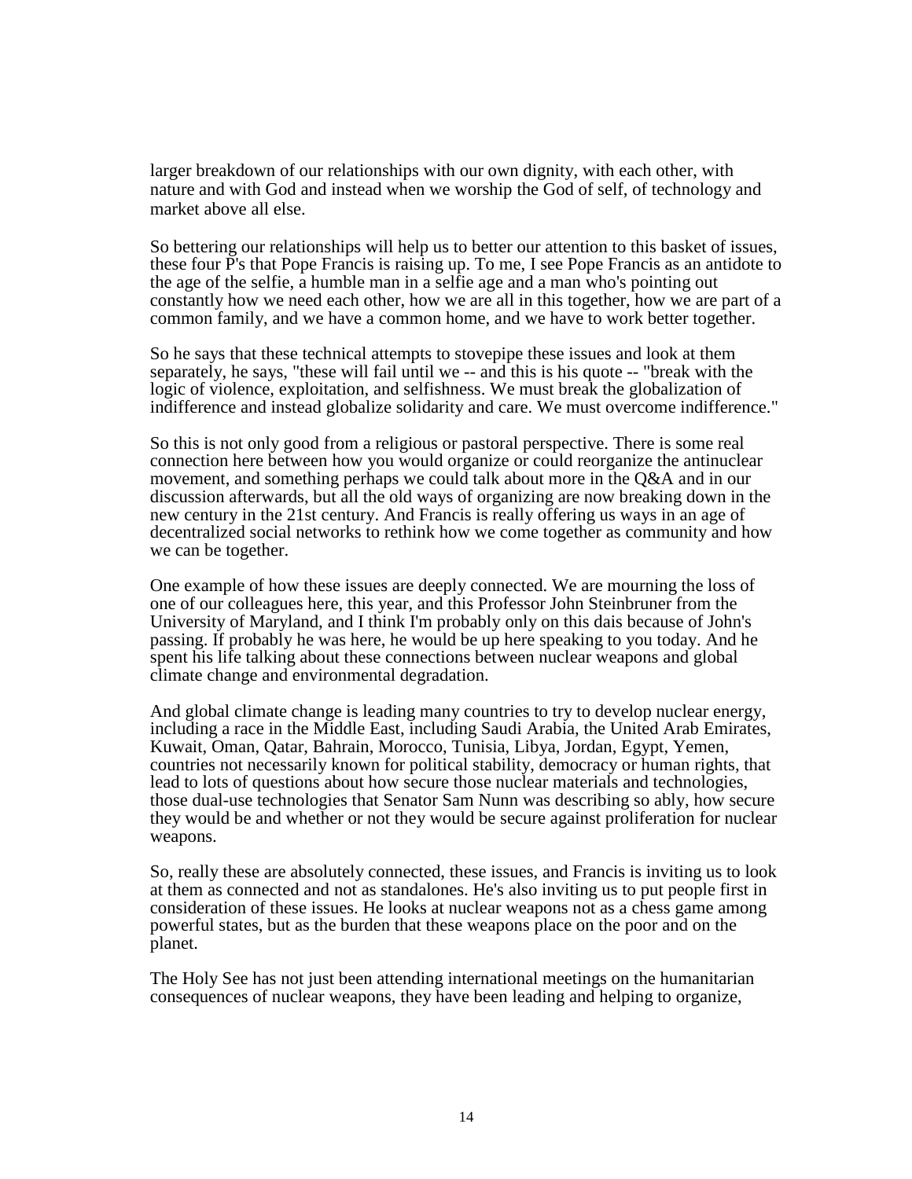larger breakdown of our relationships with our own dignity, with each other, with nature and with God and instead when we worship the God of self, of technology and market above all else.

So bettering our relationships will help us to better our attention to this basket of issues, these four P's that Pope Francis is raising up. To me, I see Pope Francis as an antidote to the age of the selfie, a humble man in a selfie age and a man who's pointing out constantly how we need each other, how we are all in this together, how we are part of a common family, and we have a common home, and we have to work better together.

So he says that these technical attempts to stovepipe these issues and look at them separately, he says, "these will fail until we -- and this is his quote -- "break with the logic of violence, exploitation, and selfishness. We must break the globalization of indifference and instead globalize solidarity and care. We must overcome indifference."

So this is not only good from a religious or pastoral perspective. There is some real connection here between how you would organize or could reorganize the antinuclear movement, and something perhaps we could talk about more in the Q&A and in our discussion afterwards, but all the old ways of organizing are now breaking down in the new century in the 21st century. And Francis is really offering us ways in an age of decentralized social networks to rethink how we come together as community and how we can be together.

One example of how these issues are deeply connected. We are mourning the loss of one of our colleagues here, this year, and this Professor John Steinbruner from the University of Maryland, and I think I'm probably only on this dais because of John's passing. If probably he was here, he would be up here speaking to you today. And he spent his life talking about these connections between nuclear weapons and global climate change and environmental degradation.

And global climate change is leading many countries to try to develop nuclear energy, including a race in the Middle East, including Saudi Arabia, the United Arab Emirates, Kuwait, Oman, Qatar, Bahrain, Morocco, Tunisia, Libya, Jordan, Egypt, Yemen, countries not necessarily known for political stability, democracy or human rights, that lead to lots of questions about how secure those nuclear materials and technologies, those dual-use technologies that Senator Sam Nunn was describing so ably, how secure they would be and whether or not they would be secure against proliferation for nuclear weapons.

So, really these are absolutely connected, these issues, and Francis is inviting us to look at them as connected and not as standalones. He's also inviting us to put people first in consideration of these issues. He looks at nuclear weapons not as a chess game among powerful states, but as the burden that these weapons place on the poor and on the planet.

The Holy See has not just been attending international meetings on the humanitarian consequences of nuclear weapons, they have been leading and helping to organize,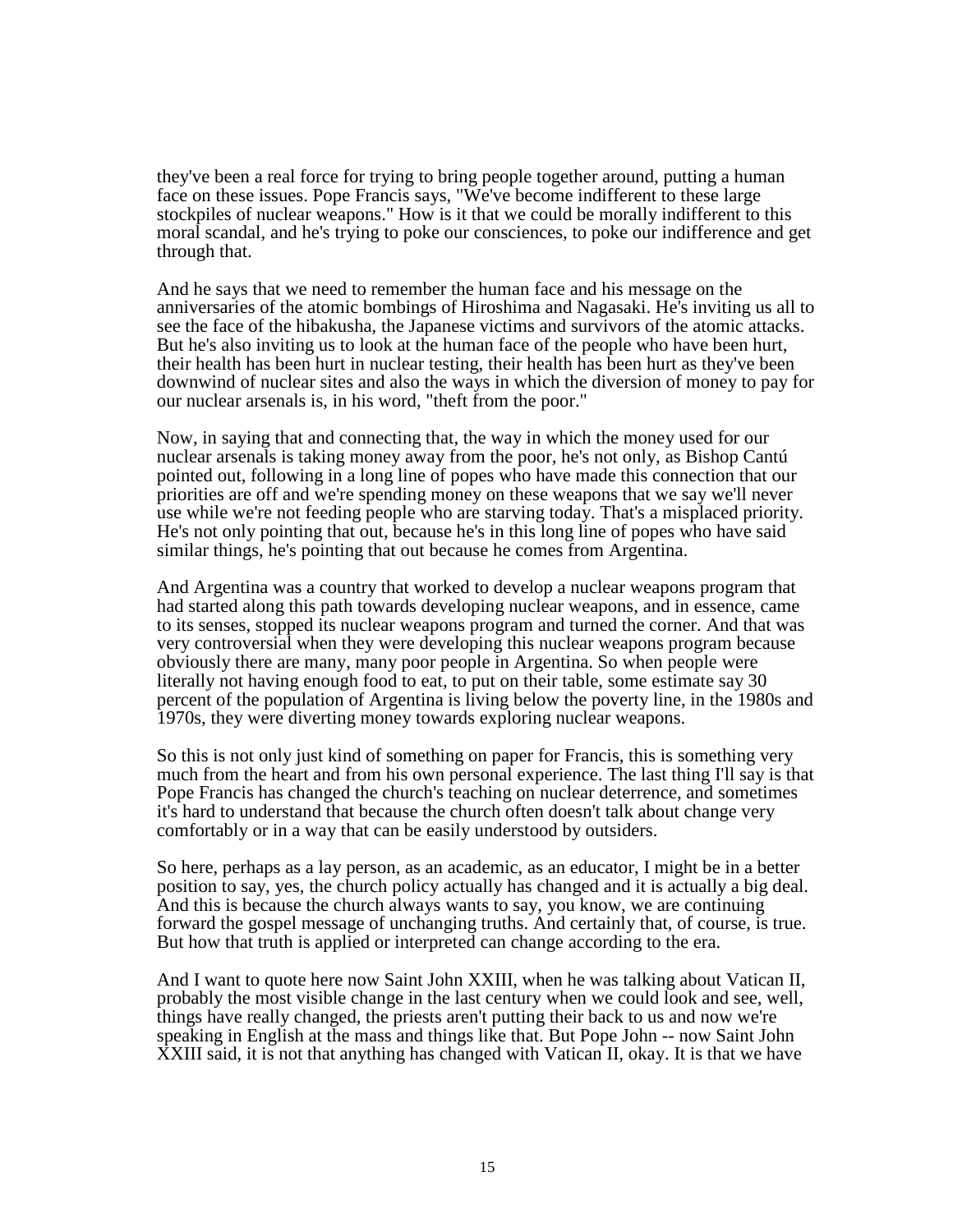they've been a real force for trying to bring people together around, putting a human face on these issues. Pope Francis says, "We've become indifferent to these large stockpiles of nuclear weapons." How is it that we could be morally indifferent to this moral scandal, and he's trying to poke our consciences, to poke our indifference and get through that.

And he says that we need to remember the human face and his message on the anniversaries of the atomic bombings of Hiroshima and Nagasaki. He's inviting us all to see the face of the hibakusha, the Japanese victims and survivors of the atomic attacks. But he's also inviting us to look at the human face of the people who have been hurt, their health has been hurt in nuclear testing, their health has been hurt as they've been downwind of nuclear sites and also the ways in which the diversion of money to pay for our nuclear arsenals is, in his word, "theft from the poor."

Now, in saying that and connecting that, the way in which the money used for our nuclear arsenals is taking money away from the poor, he's not only, as Bishop Cantú pointed out, following in a long line of popes who have made this connection that our priorities are off and we're spending money on these weapons that we say we'll never use while we're not feeding people who are starving today. That's a misplaced priority. He's not only pointing that out, because he's in this long line of popes who have said similar things, he's pointing that out because he comes from Argentina.

And Argentina was a country that worked to develop a nuclear weapons program that had started along this path towards developing nuclear weapons, and in essence, came to its senses, stopped its nuclear weapons program and turned the corner. And that was very controversial when they were developing this nuclear weapons program because obviously there are many, many poor people in Argentina. So when people were literally not having enough food to eat, to put on their table, some estimate say 30 percent of the population of Argentina is living below the poverty line, in the 1980s and 1970s, they were diverting money towards exploring nuclear weapons.

So this is not only just kind of something on paper for Francis, this is something very much from the heart and from his own personal experience. The last thing I'll say is that Pope Francis has changed the church's teaching on nuclear deterrence, and sometimes it's hard to understand that because the church often doesn't talk about change very comfortably or in a way that can be easily understood by outsiders.

So here, perhaps as a lay person, as an academic, as an educator, I might be in a better position to say, yes, the church policy actually has changed and it is actually a big deal. And this is because the church always wants to say, you know, we are continuing forward the gospel message of unchanging truths. And certainly that, of course, is true. But how that truth is applied or interpreted can change according to the era.

And I want to quote here now Saint John XXIII, when he was talking about Vatican II, probably the most visible change in the last century when we could look and see, well, things have really changed, the priests aren't putting their back to us and now we're speaking in English at the mass and things like that. But Pope John -- now Saint John XXIII said, it is not that anything has changed with Vatican II, okay. It is that we have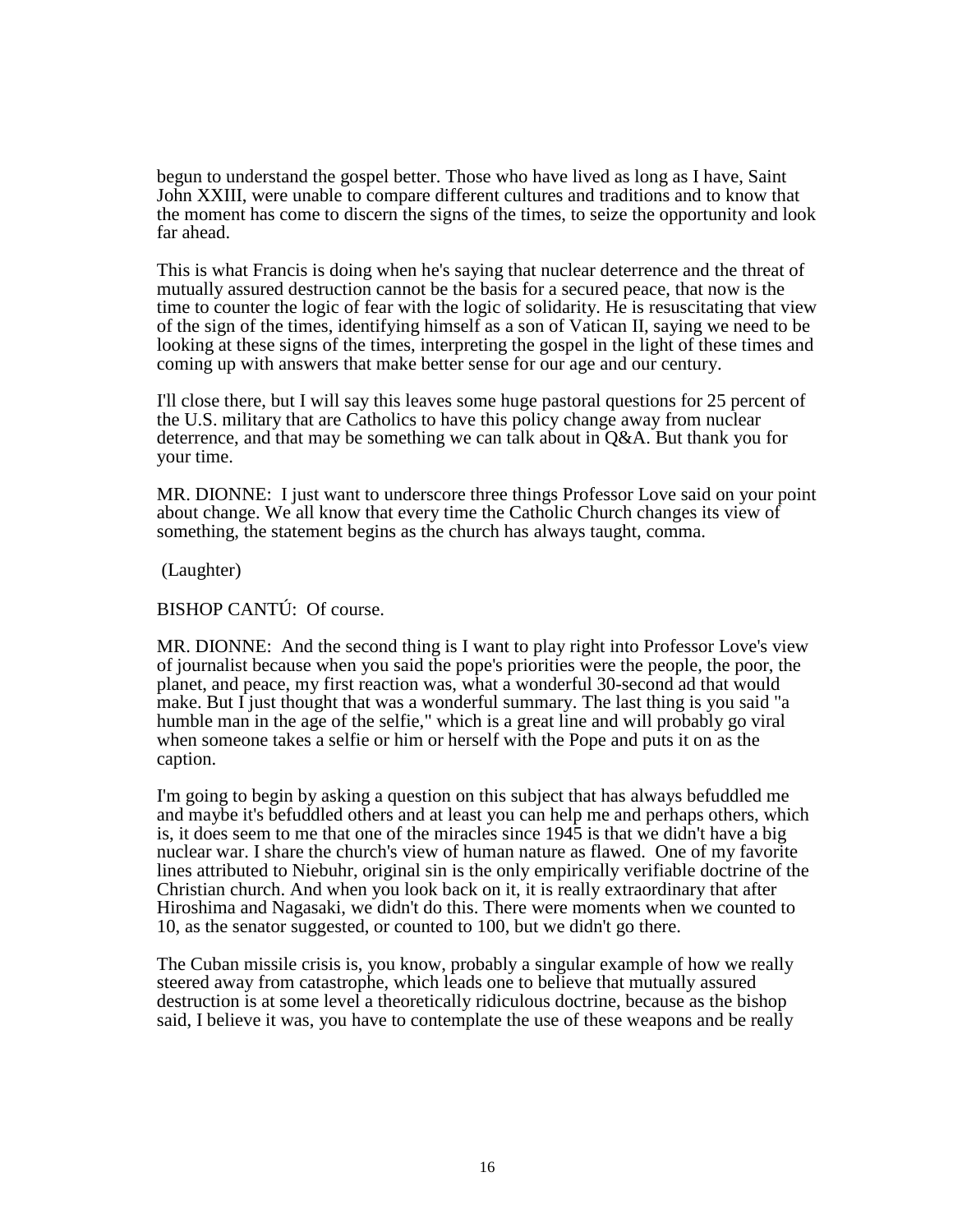begun to understand the gospel better. Those who have lived as long as I have, Saint John XXIII, were unable to compare different cultures and traditions and to know that the moment has come to discern the signs of the times, to seize the opportunity and look far ahead.

This is what Francis is doing when he's saying that nuclear deterrence and the threat of mutually assured destruction cannot be the basis for a secured peace, that now is the time to counter the logic of fear with the logic of solidarity. He is resuscitating that view of the sign of the times, identifying himself as a son of Vatican II, saying we need to be looking at these signs of the times, interpreting the gospel in the light of these times and coming up with answers that make better sense for our age and our century.

I'll close there, but I will say this leaves some huge pastoral questions for 25 percent of the U.S. military that are Catholics to have this policy change away from nuclear deterrence, and that may be something we can talk about in Q&A. But thank you for your time.

MR. DIONNE: I just want to underscore three things Professor Love said on your point about change. We all know that every time the Catholic Church changes its view of something, the statement begins as the church has always taught, comma.

(Laughter)

BISHOP CANTÚ: Of course.

MR. DIONNE: And the second thing is I want to play right into Professor Love's view of journalist because when you said the pope's priorities were the people, the poor, the planet, and peace, my first reaction was, what a wonderful 30-second ad that would make. But I just thought that was a wonderful summary. The last thing is you said "a humble man in the age of the selfie," which is a great line and will probably go viral when someone takes a selfie or him or herself with the Pope and puts it on as the caption.

I'm going to begin by asking a question on this subject that has always befuddled me and maybe it's befuddled others and at least you can help me and perhaps others, which is, it does seem to me that one of the miracles since 1945 is that we didn't have a big nuclear war. I share the church's view of human nature as flawed. One of my favorite lines attributed to Niebuhr, original sin is the only empirically verifiable doctrine of the Christian church. And when you look back on it, it is really extraordinary that after Hiroshima and Nagasaki, we didn't do this. There were moments when we counted to 10, as the senator suggested, or counted to 100, but we didn't go there.

The Cuban missile crisis is, you know, probably a singular example of how we really steered away from catastrophe, which leads one to believe that mutually assured destruction is at some level a theoretically ridiculous doctrine, because as the bishop said, I believe it was, you have to contemplate the use of these weapons and be really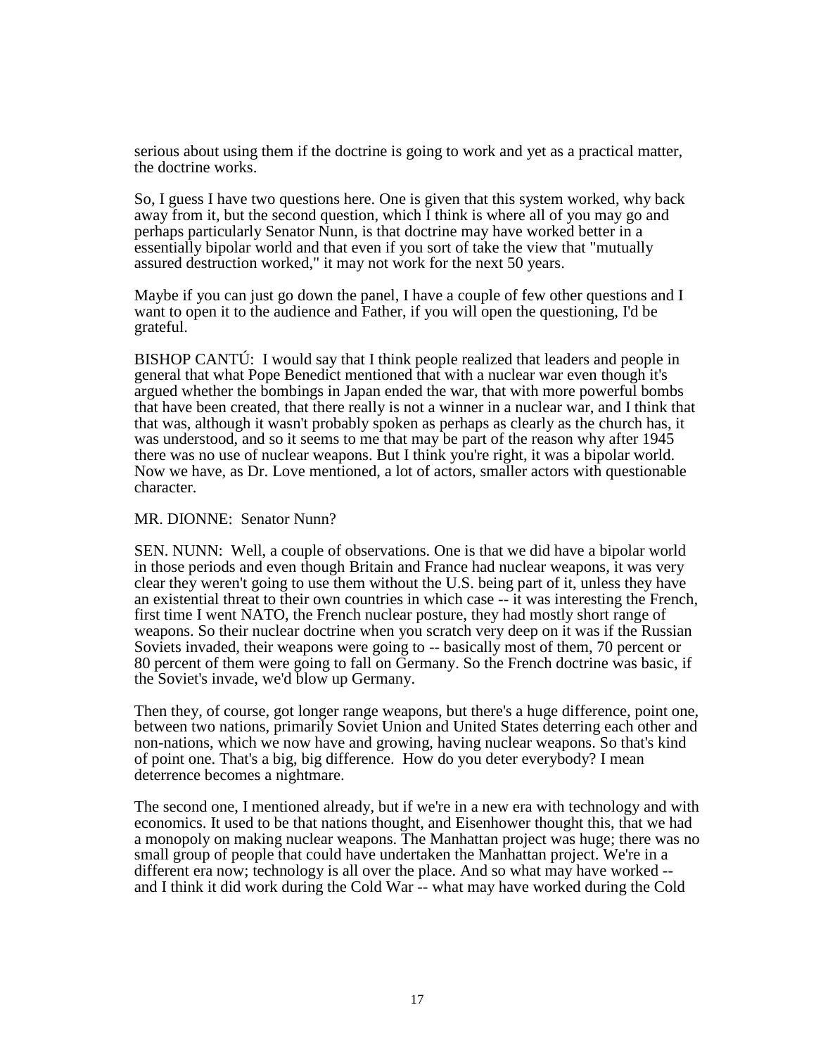serious about using them if the doctrine is going to work and yet as a practical matter, the doctrine works.

So, I guess I have two questions here. One is given that this system worked, why back away from it, but the second question, which I think is where all of you may go and perhaps particularly Senator Nunn, is that doctrine may have worked better in a essentially bipolar world and that even if you sort of take the view that "mutually assured destruction worked," it may not work for the next 50 years.

Maybe if you can just go down the panel, I have a couple of few other questions and I want to open it to the audience and Father, if you will open the questioning, I'd be grateful.

BISHOP CANTÚ: I would say that I think people realized that leaders and people in general that what Pope Benedict mentioned that with a nuclear war even though it's argued whether the bombings in Japan ended the war, that with more powerful bombs that have been created, that there really is not a winner in a nuclear war, and I think that that was, although it wasn't probably spoken as perhaps as clearly as the church has, it was understood, and so it seems to me that may be part of the reason why after 1945 there was no use of nuclear weapons. But I think you're right, it was a bipolar world. Now we have, as Dr. Love mentioned, a lot of actors, smaller actors with questionable character.

MR. DIONNE: Senator Nunn?

SEN. NUNN: Well, a couple of observations. One is that we did have a bipolar world in those periods and even though Britain and France had nuclear weapons, it was very clear they weren't going to use them without the U.S. being part of it, unless they have an existential threat to their own countries in which case -- it was interesting the French, first time I went NATO, the French nuclear posture, they had mostly short range of weapons. So their nuclear doctrine when you scratch very deep on it was if the Russian Soviets invaded, their weapons were going to -- basically most of them, 70 percent or 80 percent of them were going to fall on Germany. So the French doctrine was basic, if the Soviet's invade, we'd blow up Germany.

Then they, of course, got longer range weapons, but there's a huge difference, point one, between two nations, primarily Soviet Union and United States deterring each other and non-nations, which we now have and growing, having nuclear weapons. So that's kind of point one. That's a big, big difference. How do you deter everybody? I mean deterrence becomes a nightmare.

The second one, I mentioned already, but if we're in a new era with technology and with economics. It used to be that nations thought, and Eisenhower thought this, that we had a monopoly on making nuclear weapons. The Manhattan project was huge; there was no small group of people that could have undertaken the Manhattan project. We're in a different era now; technology is all over the place. And so what may have worked -- and I think it did work during the Cold War -- what may have worked during the Cold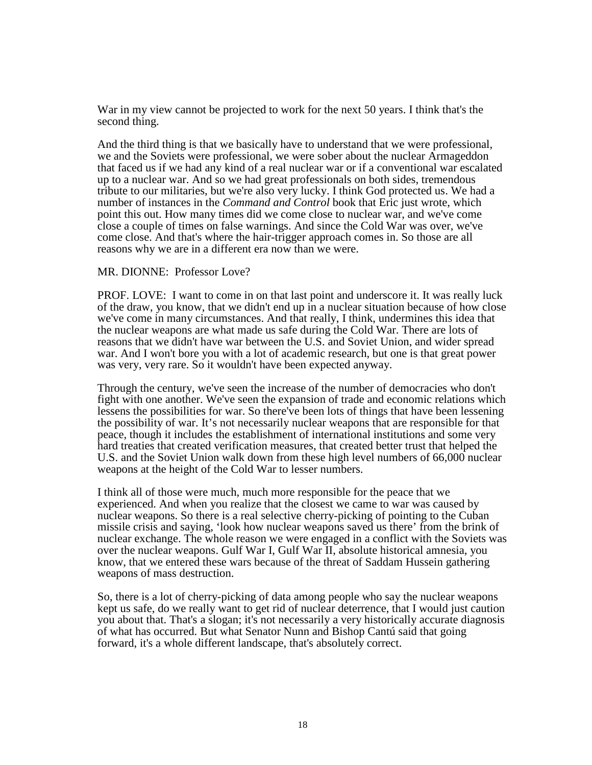War in my view cannot be projected to work for the next 50 years. I think that's the second thing.

And the third thing is that we basically have to understand that we were professional, we and the Soviets were professional, we were sober about the nuclear Armageddon that faced us if we had any kind of a real nuclear war or if a conventional war escalated up to a nuclear war. And so we had great professionals on both sides, tremendous tribute to our militaries, but we're also very lucky. I think God protected us. We had a number of instances in the *Command and Control* book that Eric just wrote, which point this out. How many times did we come close to nuclear war, and we've come close a couple of times on false warnings. And since the Cold War was over, we've come close. And that's where the hair-trigger approach comes in. So those are all reasons why we are in a different era now than we were.

MR. DIONNE: Professor Love?

PROF. LOVE: I want to come in on that last point and underscore it. It was really luck of the draw, you know, that we didn't end up in a nuclear situation because of how close we've come in many circumstances. And that really, I think, undermines this idea that the nuclear weapons are what made us safe during the Cold War. There are lots of reasons that we didn't have war between the U.S. and Soviet Union, and wider spread war. And I won't bore you with a lot of academic research, but one is that great power was very, very rare. So it wouldn't have been expected anyway.

Through the century, we've seen the increase of the number of democracies who don't fight with one another. We've seen the expansion of trade and economic relations which lessens the possibilities for war. So there've been lots of things that have been lessening the possibility of war. It's not necessarily nuclear weapons that are responsible for that peace, though it includes the establishment of international institutions and some very hard treaties that created verification measures, that created better trust that helped the U.S. and the Soviet Union walk down from these high level numbers of 66,000 nuclear weapons at the height of the Cold War to lesser numbers.

I think all of those were much, much more responsible for the peace that we experienced. And when you realize that the closest we came to war was caused by nuclear weapons. So there is a real selective cherry-picking of pointing to the Cuban missile crisis and saying, 'look how nuclear weapons saved us there' from the brink of nuclear exchange. The whole reason we were engaged in a conflict with the Soviets was over the nuclear weapons. Gulf War I, Gulf War II, absolute historical amnesia, you know, that we entered these wars because of the threat of Saddam Hussein gathering weapons of mass destruction.

So, there is a lot of cherry-picking of data among people who say the nuclear weapons kept us safe, do we really want to get rid of nuclear deterrence, that I would just caution you about that. That's a slogan; it's not necessarily a very historically accurate diagnosis of what has occurred. But what Senator Nunn and Bishop Cantú said that going forward, it's a whole different landscape, that's absolutely correct.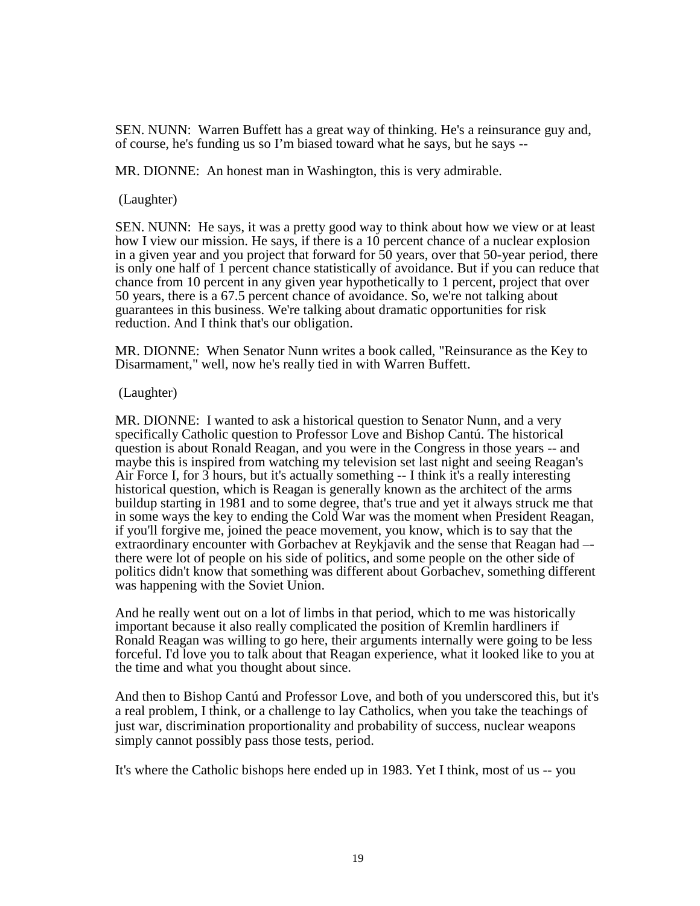SEN. NUNN: Warren Buffett has a great way of thinking. He's a reinsurance guy and, of course, he's funding us so I'm biased toward what he says, but he says --

MR. DIONNE: An honest man in Washington, this is very admirable.

(Laughter)

SEN. NUNN: He says, it was a pretty good way to think about how we view or at least how I view our mission. He says, if there is a 10 percent chance of a nuclear explosion in a given year and you project that forward for 50 years, over that 50-year period, there is only one half of 1 percent chance statistically of avoidance. But if you can reduce that chance from 10 percent in any given year hypothetically to 1 percent, project that over 50 years, there is a 67.5 percent chance of avoidance. So, we're not talking about guarantees in this business. We're talking about dramatic opportunities for risk reduction. And I think that's our obligation.

MR. DIONNE: When Senator Nunn writes a book called, "Reinsurance as the Key to Disarmament," well, now he's really tied in with Warren Buffett.

(Laughter)

MR. DIONNE: I wanted to ask a historical question to Senator Nunn, and a very specifically Catholic question to Professor Love and Bishop Cantú. The historical question is about Ronald Reagan, and you were in the Congress in those years -- and maybe this is inspired from watching my television set last night and seeing Reagan's Air Force I, for 3 hours, but it's actually something -- I think it's a really interesting historical question, which is Reagan is generally known as the architect of the arms buildup starting in 1981 and to some degree, that's true and yet it always struck me that in some ways the key to ending the Cold War was the moment when President Reagan, if you'll forgive me, joined the peace movement, you know, which is to say that the extraordinary encounter with Gorbachev at Reykjavik and the sense that Reagan had –- there were lot of people on his side of politics, and some people on the other side of politics didn't know that something was different about Gorbachev, something different was happening with the Soviet Union.

And he really went out on a lot of limbs in that period, which to me was historically important because it also really complicated the position of Kremlin hardliners if Ronald Reagan was willing to go here, their arguments internally were going to be less forceful. I'd love you to talk about that Reagan experience, what it looked like to you at the time and what you thought about since.

And then to Bishop Cantú and Professor Love, and both of you underscored this, but it's a real problem, I think, or a challenge to lay Catholics, when you take the teachings of just war, discrimination proportionality and probability of success, nuclear weapons simply cannot possibly pass those tests, period.

It's where the Catholic bishops here ended up in 1983. Yet I think, most of us -- you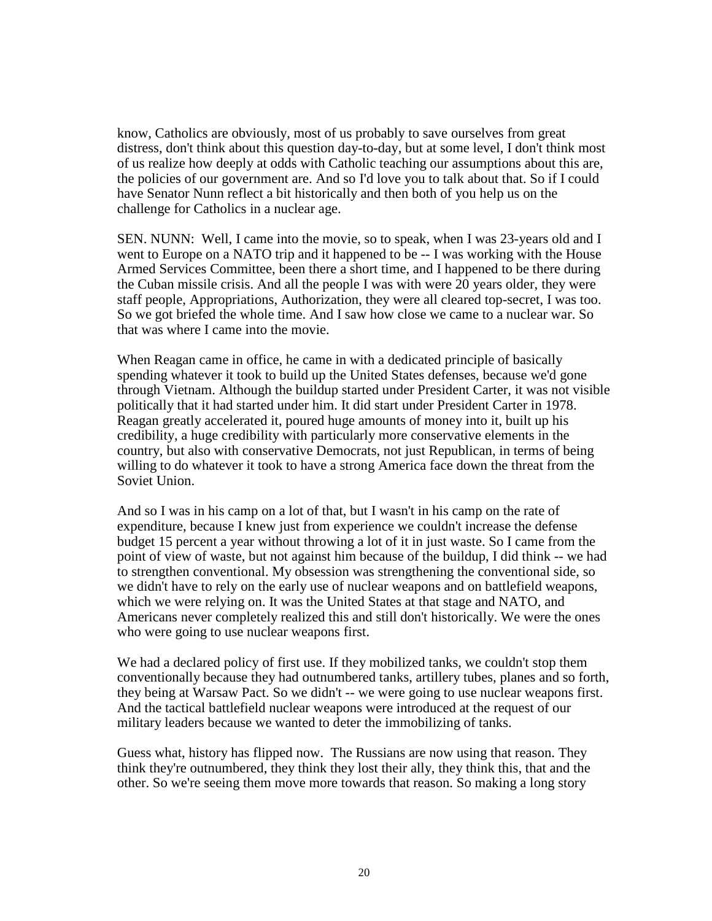know, Catholics are obviously, most of us probably to save ourselves from great distress, don't think about this question day-to-day, but at some level, I don't think most of us realize how deeply at odds with Catholic teaching our assumptions about this are, the policies of our government are. And so I'd love you to talk about that. So if I could have Senator Nunn reflect a bit historically and then both of you help us on the challenge for Catholics in a nuclear age.

SEN. NUNN: Well, I came into the movie, so to speak, when I was 23-years old and I went to Europe on a NATO trip and it happened to be -- I was working with the House Armed Services Committee, been there a short time, and I happened to be there during the Cuban missile crisis. And all the people I was with were 20 years older, they were staff people, Appropriations, Authorization, they were all cleared top-secret, I was too. So we got briefed the whole time. And I saw how close we came to a nuclear war. So that was where I came into the movie.

When Reagan came in office, he came in with a dedicated principle of basically spending whatever it took to build up the United States defenses, because we'd gone through Vietnam. Although the buildup started under President Carter, it was not visible politically that it had started under him. It did start under President Carter in 1978. Reagan greatly accelerated it, poured huge amounts of money into it, built up his credibility, a huge credibility with particularly more conservative elements in the country, but also with conservative Democrats, not just Republican, in terms of being willing to do whatever it took to have a strong America face down the threat from the Soviet Union.

And so I was in his camp on a lot of that, but I wasn't in his camp on the rate of expenditure, because I knew just from experience we couldn't increase the defense budget 15 percent a year without throwing a lot of it in just waste. So I came from the point of view of waste, but not against him because of the buildup, I did think -- we had to strengthen conventional. My obsession was strengthening the conventional side, so we didn't have to rely on the early use of nuclear weapons and on battlefield weapons, which we were relying on. It was the United States at that stage and NATO, and Americans never completely realized this and still don't historically. We were the ones who were going to use nuclear weapons first.

We had a declared policy of first use. If they mobilized tanks, we couldn't stop them conventionally because they had outnumbered tanks, artillery tubes, planes and so forth, they being at Warsaw Pact. So we didn't -- we were going to use nuclear weapons first. And the tactical battlefield nuclear weapons were introduced at the request of our military leaders because we wanted to deter the immobilizing of tanks.

Guess what, history has flipped now. The Russians are now using that reason. They think they're outnumbered, they think they lost their ally, they think this, that and the other. So we're seeing them move more towards that reason. So making a long story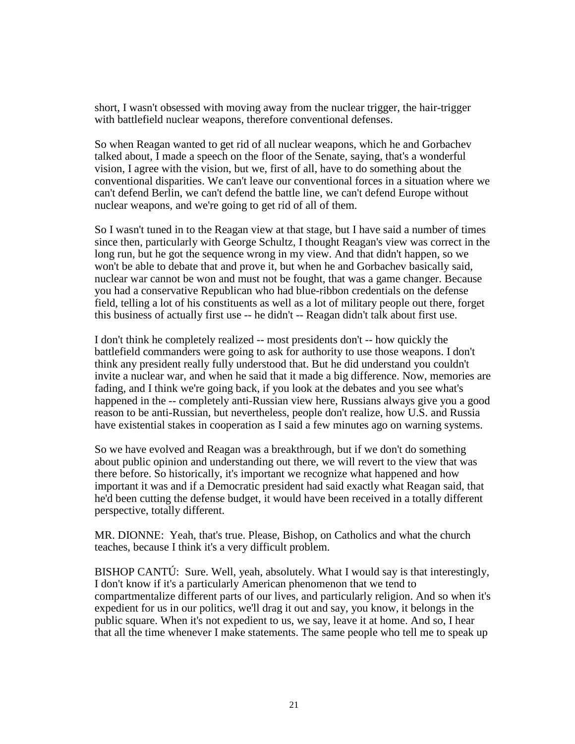short, I wasn't obsessed with moving away from the nuclear trigger, the hair-trigger with battlefield nuclear weapons, therefore conventional defenses.

So when Reagan wanted to get rid of all nuclear weapons, which he and Gorbachev talked about, I made a speech on the floor of the Senate, saying, that's a wonderful vision, I agree with the vision, but we, first of all, have to do something about the conventional disparities. We can't leave our conventional forces in a situation where we can't defend Berlin, we can't defend the battle line, we can't defend Europe without nuclear weapons, and we're going to get rid of all of them.

So I wasn't tuned in to the Reagan view at that stage, but I have said a number of times since then, particularly with George Schultz, I thought Reagan's view was correct in the long run, but he got the sequence wrong in my view. And that didn't happen, so we won't be able to debate that and prove it, but when he and Gorbachev basically said, nuclear war cannot be won and must not be fought, that was a game changer. Because you had a conservative Republican who had blue-ribbon credentials on the defense field, telling a lot of his constituents as well as a lot of military people out there, forget this business of actually first use -- he didn't -- Reagan didn't talk about first use.

I don't think he completely realized -- most presidents don't -- how quickly the battlefield commanders were going to ask for authority to use those weapons. I don't think any president really fully understood that. But he did understand you couldn't invite a nuclear war, and when he said that it made a big difference. Now, memories are fading, and I think we're going back, if you look at the debates and you see what's happened in the -- completely anti-Russian view here, Russians always give you a good reason to be anti-Russian, but nevertheless, people don't realize, how U.S. and Russia have existential stakes in cooperation as I said a few minutes ago on warning systems.

So we have evolved and Reagan was a breakthrough, but if we don't do something about public opinion and understanding out there, we will revert to the view that was there before. So historically, it's important we recognize what happened and how important it was and if a Democratic president had said exactly what Reagan said, that he'd been cutting the defense budget, it would have been received in a totally different perspective, totally different.

MR. DIONNE: Yeah, that's true. Please, Bishop, on Catholics and what the church teaches, because I think it's a very difficult problem.

BISHOP CANTÚ: Sure. Well, yeah, absolutely. What I would say is that interestingly, I don't know if it's a particularly American phenomenon that we tend to compartmentalize different parts of our lives, and particularly religion. And so when it's expedient for us in our politics, we'll drag it out and say, you know, it belongs in the public square. When it's not expedient to us, we say, leave it at home. And so, I hear that all the time whenever I make statements. The same people who tell me to speak up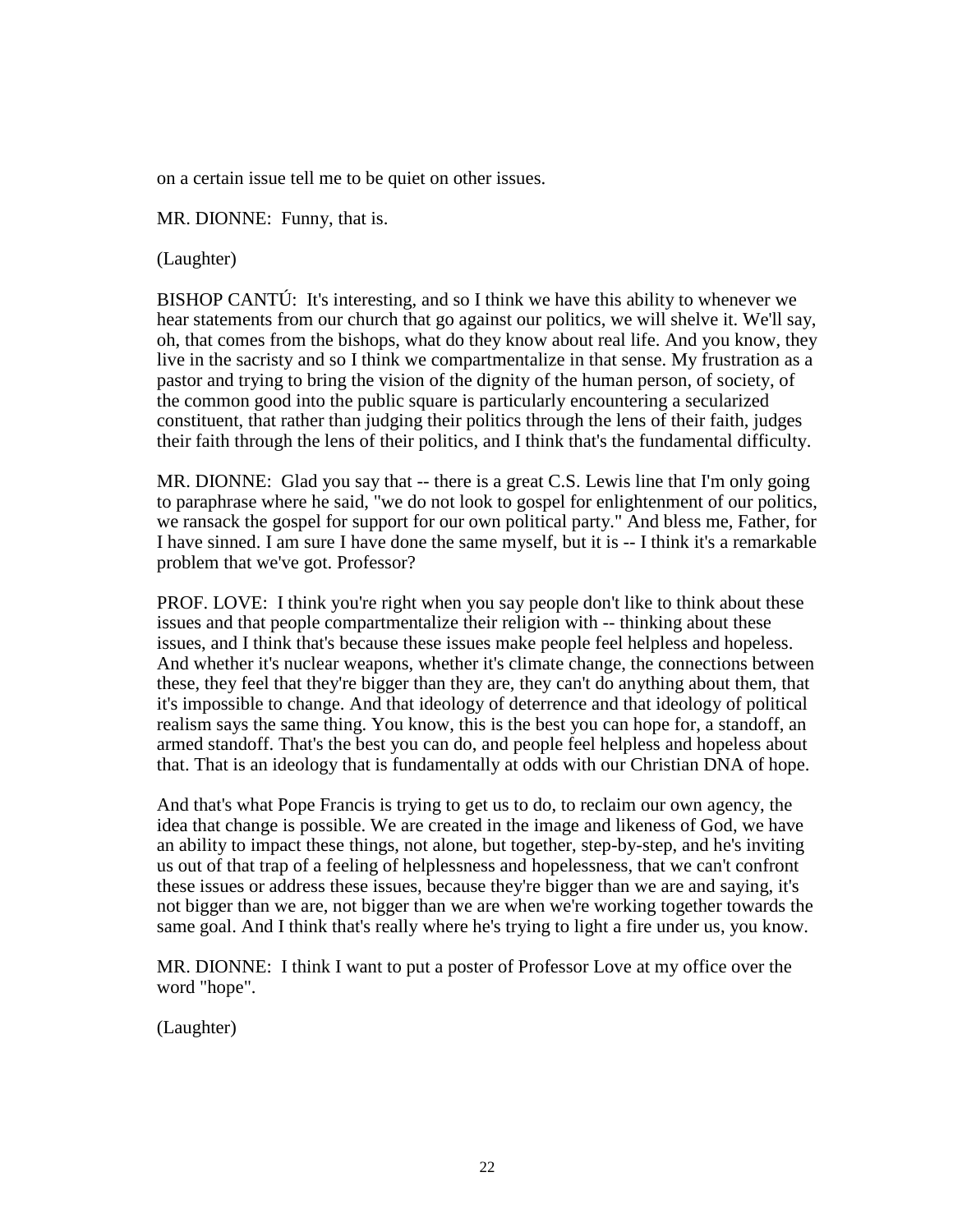on a certain issue tell me to be quiet on other issues.

MR. DIONNE: Funny, that is.

(Laughter)

BISHOP CANTÚ: It's interesting, and so I think we have this ability to whenever we hear statements from our church that go against our politics, we will shelve it. We'll say, oh, that comes from the bishops, what do they know about real life. And you know, they live in the sacristy and so I think we compartmentalize in that sense. My frustration as a pastor and trying to bring the vision of the dignity of the human person, of society, of the common good into the public square is particularly encountering a secularized constituent, that rather than judging their politics through the lens of their faith, judges their faith through the lens of their politics, and I think that's the fundamental difficulty.

MR. DIONNE: Glad you say that -- there is a great C.S. Lewis line that I'm only going to paraphrase where he said, "we do not look to gospel for enlightenment of our politics, we ransack the gospel for support for our own political party." And bless me, Father, for I have sinned. I am sure I have done the same myself, but it is -- I think it's a remarkable problem that we've got. Professor?

PROF. LOVE: I think you're right when you say people don't like to think about these issues and that people compartmentalize their religion with -- thinking about these issues, and I think that's because these issues make people feel helpless and hopeless. And whether it's nuclear weapons, whether it's climate change, the connections between these, they feel that they're bigger than they are, they can't do anything about them, that it's impossible to change. And that ideology of deterrence and that ideology of political realism says the same thing. You know, this is the best you can hope for, a standoff, an armed standoff. That's the best you can do, and people feel helpless and hopeless about that. That is an ideology that is fundamentally at odds with our Christian DNA of hope.

And that's what Pope Francis is trying to get us to do, to reclaim our own agency, the idea that change is possible. We are created in the image and likeness of God, we have an ability to impact these things, not alone, but together, step-by-step, and he's inviting us out of that trap of a feeling of helplessness and hopelessness, that we can't confront these issues or address these issues, because they're bigger than we are and saying, it's not bigger than we are, not bigger than we are when we're working together towards the same goal. And I think that's really where he's trying to light a fire under us, you know.

MR. DIONNE: I think I want to put a poster of Professor Love at my office over the word "hope".

(Laughter)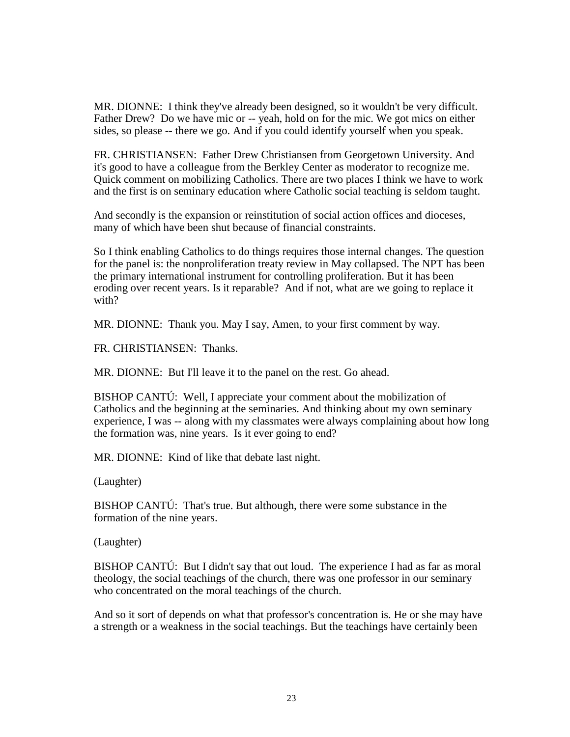MR. DIONNE: I think they've already been designed, so it wouldn't be very difficult. Father Drew? Do we have mic or -- yeah, hold on for the mic. We got mics on either sides, so please -- there we go. And if you could identify yourself when you speak.

FR. CHRISTIANSEN: Father Drew Christiansen from Georgetown University. And it's good to have a colleague from the Berkley Center as moderator to recognize me. Quick comment on mobilizing Catholics. There are two places I think we have to work and the first is on seminary education where Catholic social teaching is seldom taught.

And secondly is the expansion or reinstitution of social action offices and dioceses, many of which have been shut because of financial constraints.

So I think enabling Catholics to do things requires those internal changes. The question for the panel is: the nonproliferation treaty review in May collapsed. The NPT has been the primary international instrument for controlling proliferation. But it has been eroding over recent years. Is it reparable? And if not, what are we going to replace it with?

MR. DIONNE: Thank you. May I say, Amen, to your first comment by way.

FR. CHRISTIANSEN: Thanks.

MR. DIONNE: But I'll leave it to the panel on the rest. Go ahead.

BISHOP CANTÚ: Well, I appreciate your comment about the mobilization of Catholics and the beginning at the seminaries. And thinking about my own seminary experience, I was -- along with my classmates were always complaining about how long the formation was, nine years. Is it ever going to end?

MR. DIONNE: Kind of like that debate last night.

(Laughter)

BISHOP CANTÚ: That's true. But although, there were some substance in the formation of the nine years.

(Laughter)

BISHOP CANTÚ: But I didn't say that out loud. The experience I had as far as moral theology, the social teachings of the church, there was one professor in our seminary who concentrated on the moral teachings of the church.

And so it sort of depends on what that professor's concentration is. He or she may have a strength or a weakness in the social teachings. But the teachings have certainly been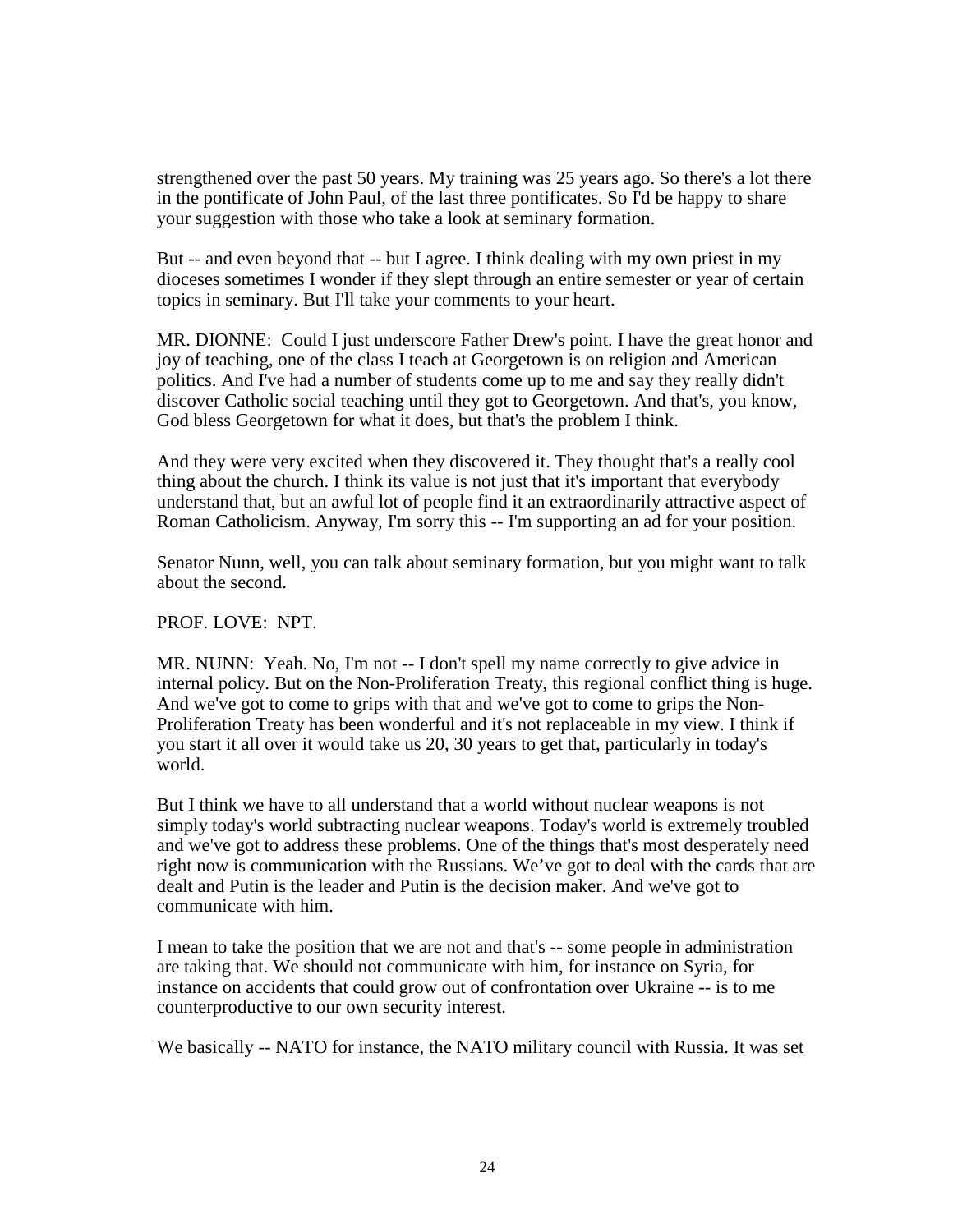strengthened over the past 50 years. My training was 25 years ago. So there's a lot there in the pontificate of John Paul, of the last three pontificates. So I'd be happy to share your suggestion with those who take a look at seminary formation.

But -- and even beyond that -- but I agree. I think dealing with my own priest in my dioceses sometimes I wonder if they slept through an entire semester or year of certain topics in seminary. But I'll take your comments to your heart.

MR. DIONNE: Could I just underscore Father Drew's point. I have the great honor and joy of teaching, one of the class I teach at Georgetown is on religion and American politics. And I've had a number of students come up to me and say they really didn't discover Catholic social teaching until they got to Georgetown. And that's, you know, God bless Georgetown for what it does, but that's the problem I think.

And they were very excited when they discovered it. They thought that's a really cool thing about the church. I think its value is not just that it's important that everybody understand that, but an awful lot of people find it an extraordinarily attractive aspect of Roman Catholicism. Anyway, I'm sorry this -- I'm supporting an ad for your position.

Senator Nunn, well, you can talk about seminary formation, but you might want to talk about the second.

PROF. LOVE: NPT.

MR. NUNN: Yeah. No, I'm not -- I don't spell my name correctly to give advice in internal policy. But on the Non-Proliferation Treaty, this regional conflict thing is huge. And we've got to come to grips with that and we've got to come to grips the Non-Proliferation Treaty has been wonderful and it's not replaceable in my view. I think if you start it all over it would take us 20, 30 years to get that, particularly in today's world.

But I think we have to all understand that a world without nuclear weapons is not simply today's world subtracting nuclear weapons. Today's world is extremely troubled and we've got to address these problems. One of the things that's most desperately need right now is communication with the Russians. We've got to deal with the cards that are dealt and Putin is the leader and Putin is the decision maker. And we've got to communicate with him.

I mean to take the position that we are not and that's -- some people in administration are taking that. We should not communicate with him, for instance on Syria, for instance on accidents that could grow out of confrontation over Ukraine -- is to me counterproductive to our own security interest.

We basically -- NATO for instance, the NATO military council with Russia. It was set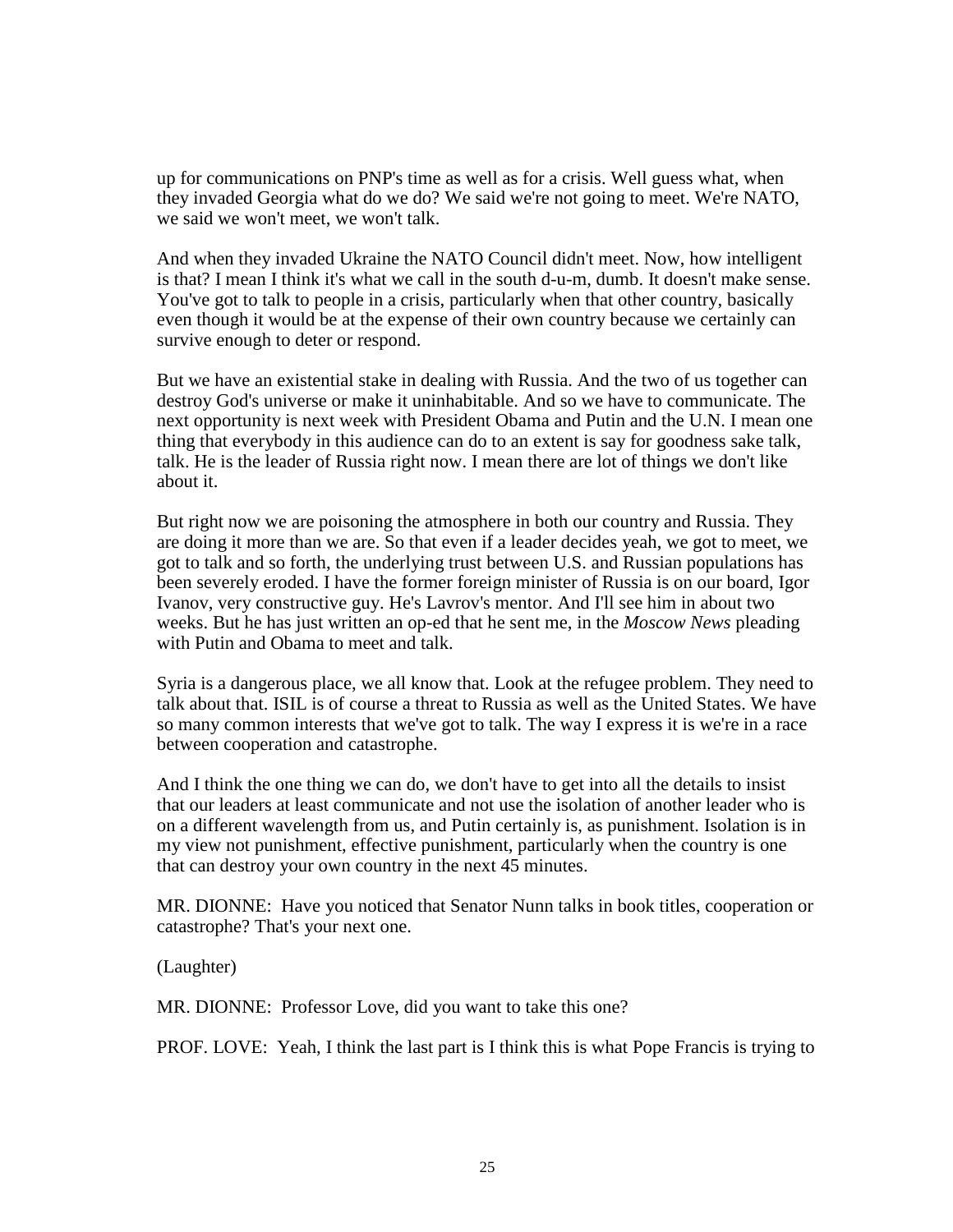up for communications on PNP's time as well as for a crisis. Well guess what, when they invaded Georgia what do we do? We said we're not going to meet. We're NATO, we said we won't meet, we won't talk.

And when they invaded Ukraine the NATO Council didn't meet. Now, how intelligent is that? I mean I think it's what we call in the south d-u-m, dumb. It doesn't make sense. You've got to talk to people in a crisis, particularly when that other country, basically even though it would be at the expense of their own country because we certainly can survive enough to deter or respond.

But we have an existential stake in dealing with Russia. And the two of us together can destroy God's universe or make it uninhabitable. And so we have to communicate. The next opportunity is next week with President Obama and Putin and the U.N. I mean one thing that everybody in this audience can do to an extent is say for goodness sake talk, talk. He is the leader of Russia right now. I mean there are lot of things we don't like about it.

But right now we are poisoning the atmosphere in both our country and Russia. They are doing it more than we are. So that even if a leader decides yeah, we got to meet, we got to talk and so forth, the underlying trust between U.S. and Russian populations has been severely eroded. I have the former foreign minister of Russia is on our board, Igor Ivanov, very constructive guy. He's Lavrov's mentor. And I'll see him in about two weeks. But he has just written an op-ed that he sent me, in the *Moscow News* pleading with Putin and Obama to meet and talk.

Syria is a dangerous place, we all know that. Look at the refugee problem. They need to talk about that. ISIL is of course a threat to Russia as well as the United States. We have so many common interests that we've got to talk. The way I express it is we're in a race between cooperation and catastrophe.

And I think the one thing we can do, we don't have to get into all the details to insist that our leaders at least communicate and not use the isolation of another leader who is on a different wavelength from us, and Putin certainly is, as punishment. Isolation is in my view not punishment, effective punishment, particularly when the country is one that can destroy your own country in the next 45 minutes.

MR. DIONNE: Have you noticed that Senator Nunn talks in book titles, cooperation or catastrophe? That's your next one.

(Laughter)

MR. DIONNE: Professor Love, did you want to take this one?

PROF. LOVE: Yeah, I think the last part is I think this is what Pope Francis is trying to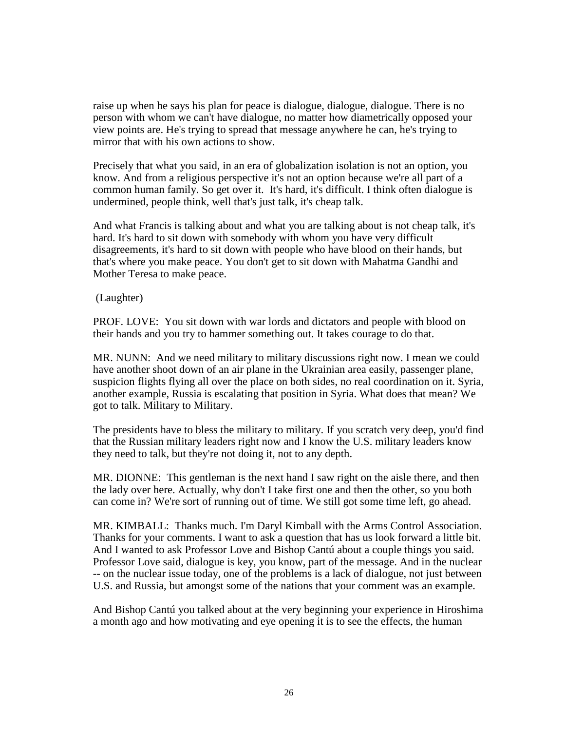raise up when he says his plan for peace is dialogue, dialogue, dialogue. There is no person with whom we can't have dialogue, no matter how diametrically opposed your view points are. He's trying to spread that message anywhere he can, he's trying to mirror that with his own actions to show.

Precisely that what you said, in an era of globalization isolation is not an option, you know. And from a religious perspective it's not an option because we're all part of a common human family. So get over it. It's hard, it's difficult. I think often dialogue is undermined, people think, well that's just talk, it's cheap talk.

And what Francis is talking about and what you are talking about is not cheap talk, it's hard. It's hard to sit down with somebody with whom you have very difficult disagreements, it's hard to sit down with people who have blood on their hands, but that's where you make peace. You don't get to sit down with Mahatma Gandhi and Mother Teresa to make peace.

(Laughter)

PROF. LOVE: You sit down with war lords and dictators and people with blood on their hands and you try to hammer something out. It takes courage to do that.

MR. NUNN: And we need military to military discussions right now. I mean we could have another shoot down of an air plane in the Ukrainian area easily, passenger plane, suspicion flights flying all over the place on both sides, no real coordination on it. Syria, another example, Russia is escalating that position in Syria. What does that mean? We got to talk. Military to Military.

The presidents have to bless the military to military. If you scratch very deep, you'd find that the Russian military leaders right now and I know the U.S. military leaders know they need to talk, but they're not doing it, not to any depth.

MR. DIONNE: This gentleman is the next hand I saw right on the aisle there, and then the lady over here. Actually, why don't I take first one and then the other, so you both can come in? We're sort of running out of time. We still got some time left, go ahead.

MR. KIMBALL: Thanks much. I'm Daryl Kimball with the Arms Control Association. Thanks for your comments. I want to ask a question that has us look forward a little bit. And I wanted to ask Professor Love and Bishop Cantú about a couple things you said. Professor Love said, dialogue is key, you know, part of the message. And in the nuclear -- on the nuclear issue today, one of the problems is a lack of dialogue, not just between U.S. and Russia, but amongst some of the nations that your comment was an example.

And Bishop Cantú you talked about at the very beginning your experience in Hiroshima a month ago and how motivating and eye opening it is to see the effects, the human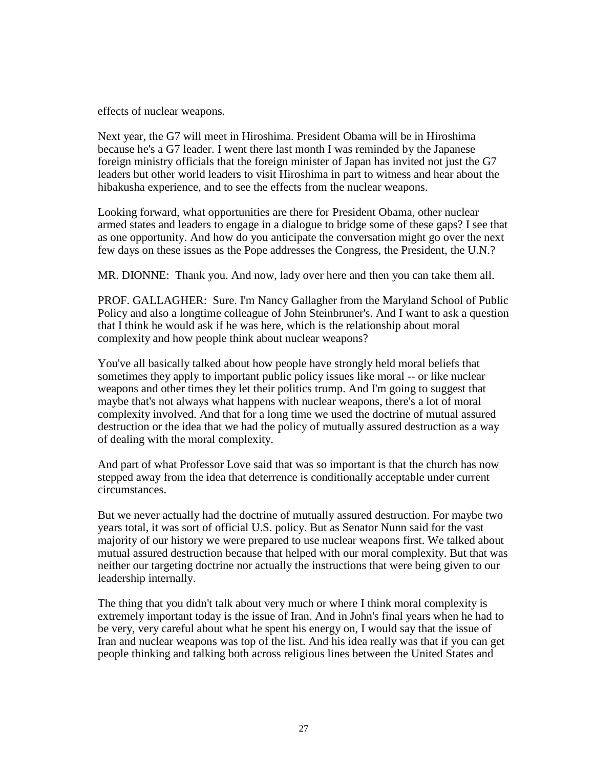effects of nuclear weapons.

Next year, the G7 will meet in Hiroshima. President Obama will be in Hiroshima because he's a G7 leader. I went there last month I was reminded by the Japanese foreign ministry officials that the foreign minister of Japan has invited not just the G7 leaders but other world leaders to visit Hiroshima in part to witness and hear about the hibakusha experience, and to see the effects from the nuclear weapons.

Looking forward, what opportunities are there for President Obama, other nuclear armed states and leaders to engage in a dialogue to bridge some of these gaps? I see that as one opportunity. And how do you anticipate the conversation might go over the next few days on these issues as the Pope addresses the Congress, the President, the U.N.?

MR. DIONNE: Thank you. And now, lady over here and then you can take them all.

PROF. GALLAGHER: Sure. I'm Nancy Gallagher from the Maryland School of Public Policy and also a longtime colleague of John Steinbruner's. And I want to ask a question that I think he would ask if he was here, which is the relationship about moral complexity and how people think about nuclear weapons?

You've all basically talked about how people have strongly held moral beliefs that sometimes they apply to important public policy issues like moral -- or like nuclear weapons and other times they let their politics trump. And I'm going to suggest that maybe that's not always what happens with nuclear weapons, there's a lot of moral complexity involved. And that for a long time we used the doctrine of mutual assured destruction or the idea that we had the policy of mutually assured destruction as a way of dealing with the moral complexity.

And part of what Professor Love said that was so important is that the church has now stepped away from the idea that deterrence is conditionally acceptable under current circumstances.

But we never actually had the doctrine of mutually assured destruction. For maybe two years total, it was sort of official U.S. policy. But as Senator Nunn said for the vast majority of our history we were prepared to use nuclear weapons first. We talked about mutual assured destruction because that helped with our moral complexity. But that was neither our targeting doctrine nor actually the instructions that were being given to our leadership internally.

The thing that you didn't talk about very much or where I think moral complexity is extremely important today is the issue of Iran. And in John's final years when he had to be very, very careful about what he spent his energy on, I would say that the issue of Iran and nuclear weapons was top of the list. And his idea really was that if you can get people thinking and talking both across religious lines between the United States and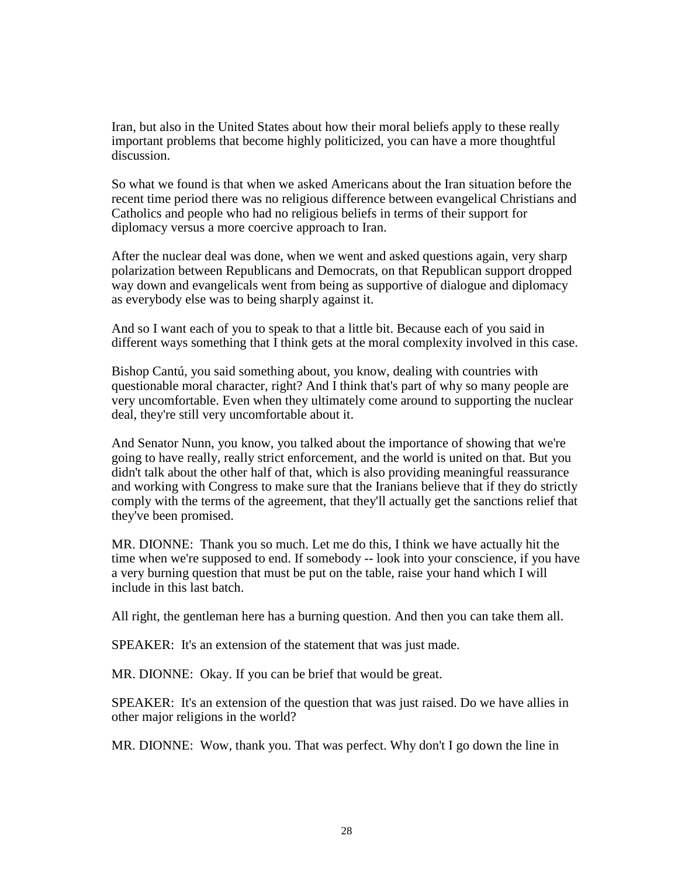Iran, but also in the United States about how their moral beliefs apply to these really important problems that become highly politicized, you can have a more thoughtful discussion.

So what we found is that when we asked Americans about the Iran situation before the recent time period there was no religious difference between evangelical Christians and Catholics and people who had no religious beliefs in terms of their support for diplomacy versus a more coercive approach to Iran.

After the nuclear deal was done, when we went and asked questions again, very sharp polarization between Republicans and Democrats, on that Republican support dropped way down and evangelicals went from being as supportive of dialogue and diplomacy as everybody else was to being sharply against it.

And so I want each of you to speak to that a little bit. Because each of you said in different ways something that I think gets at the moral complexity involved in this case.

Bishop Cantú, you said something about, you know, dealing with countries with questionable moral character, right? And I think that's part of why so many people are very uncomfortable. Even when they ultimately come around to supporting the nuclear deal, they're still very uncomfortable about it.

And Senator Nunn, you know, you talked about the importance of showing that we're going to have really, really strict enforcement, and the world is united on that. But you didn't talk about the other half of that, which is also providing meaningful reassurance and working with Congress to make sure that the Iranians believe that if they do strictly comply with the terms of the agreement, that they'll actually get the sanctions relief that they've been promised.

MR. DIONNE: Thank you so much. Let me do this, I think we have actually hit the time when we're supposed to end. If somebody -- look into your conscience, if you have a very burning question that must be put on the table, raise your hand which I will include in this last batch.

All right, the gentleman here has a burning question. And then you can take them all.

SPEAKER: It's an extension of the statement that was just made.

MR. DIONNE: Okay. If you can be brief that would be great.

SPEAKER: It's an extension of the question that was just raised. Do we have allies in other major religions in the world?

MR. DIONNE: Wow, thank you. That was perfect. Why don't I go down the line in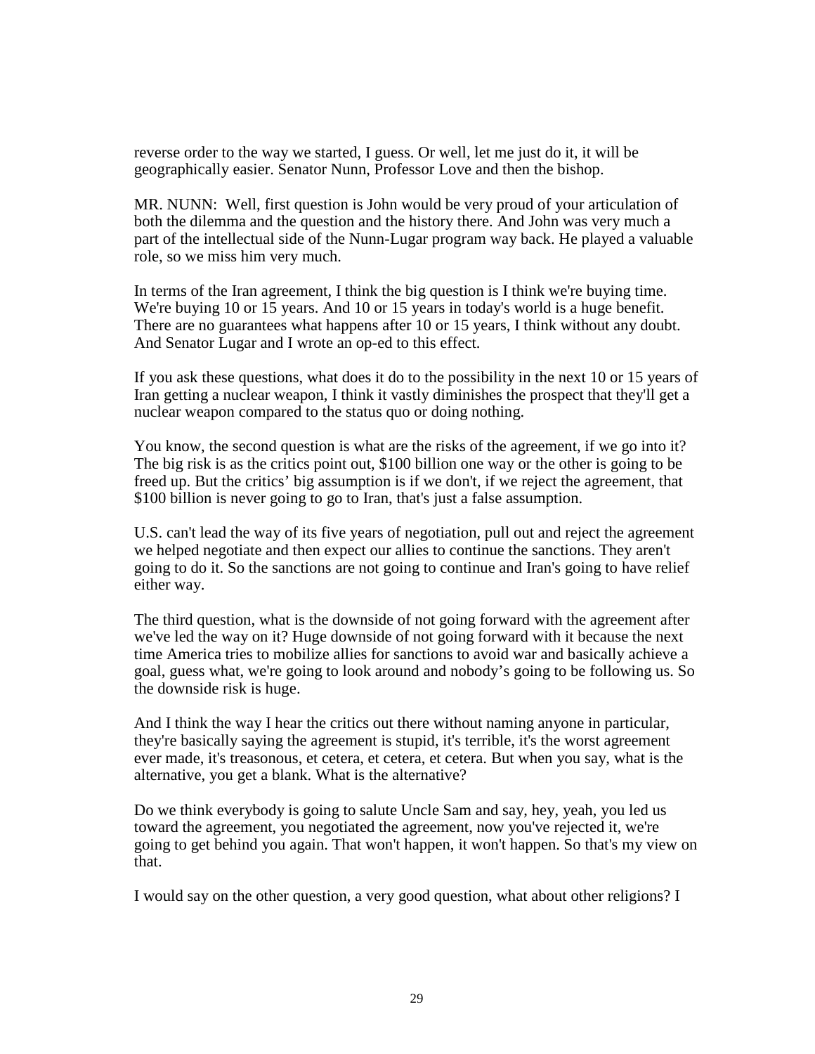reverse order to the way we started, I guess. Or well, let me just do it, it will be geographically easier. Senator Nunn, Professor Love and then the bishop.

MR. NUNN: Well, first question is John would be very proud of your articulation of both the dilemma and the question and the history there. And John was very much a part of the intellectual side of the Nunn-Lugar program way back. He played a valuable role, so we miss him very much.

In terms of the Iran agreement, I think the big question is I think we're buying time. We're buying 10 or 15 years. And 10 or 15 years in today's world is a huge benefit. There are no guarantees what happens after 10 or 15 years, I think without any doubt. And Senator Lugar and I wrote an op-ed to this effect.

If you ask these questions, what does it do to the possibility in the next 10 or 15 years of Iran getting a nuclear weapon, I think it vastly diminishes the prospect that they'll get a nuclear weapon compared to the status quo or doing nothing.

You know, the second question is what are the risks of the agreement, if we go into it? The big risk is as the critics point out, $100 billion one way or the other is going to be freed up. But the critics' big assumption is if we don't, if we reject the agreement, that $100 billion is never going to go to Iran, that's just a false assumption.

U.S. can't lead the way of its five years of negotiation, pull out and reject the agreement we helped negotiate and then expect our allies to continue the sanctions. They aren't going to do it. So the sanctions are not going to continue and Iran's going to have relief either way.

The third question, what is the downside of not going forward with the agreement after we've led the way on it? Huge downside of not going forward with it because the next time America tries to mobilize allies for sanctions to avoid war and basically achieve a goal, guess what, we're going to look around and nobody's going to be following us. So the downside risk is huge.

And I think the way I hear the critics out there without naming anyone in particular, they're basically saying the agreement is stupid, it's terrible, it's the worst agreement ever made, it's treasonous, et cetera, et cetera, et cetera. But when you say, what is the alternative, you get a blank. What is the alternative?

Do we think everybody is going to salute Uncle Sam and say, hey, yeah, you led us toward the agreement, you negotiated the agreement, now you've rejected it, we're going to get behind you again. That won't happen, it won't happen. So that's my view on that.

I would say on the other question, a very good question, what about other religions? I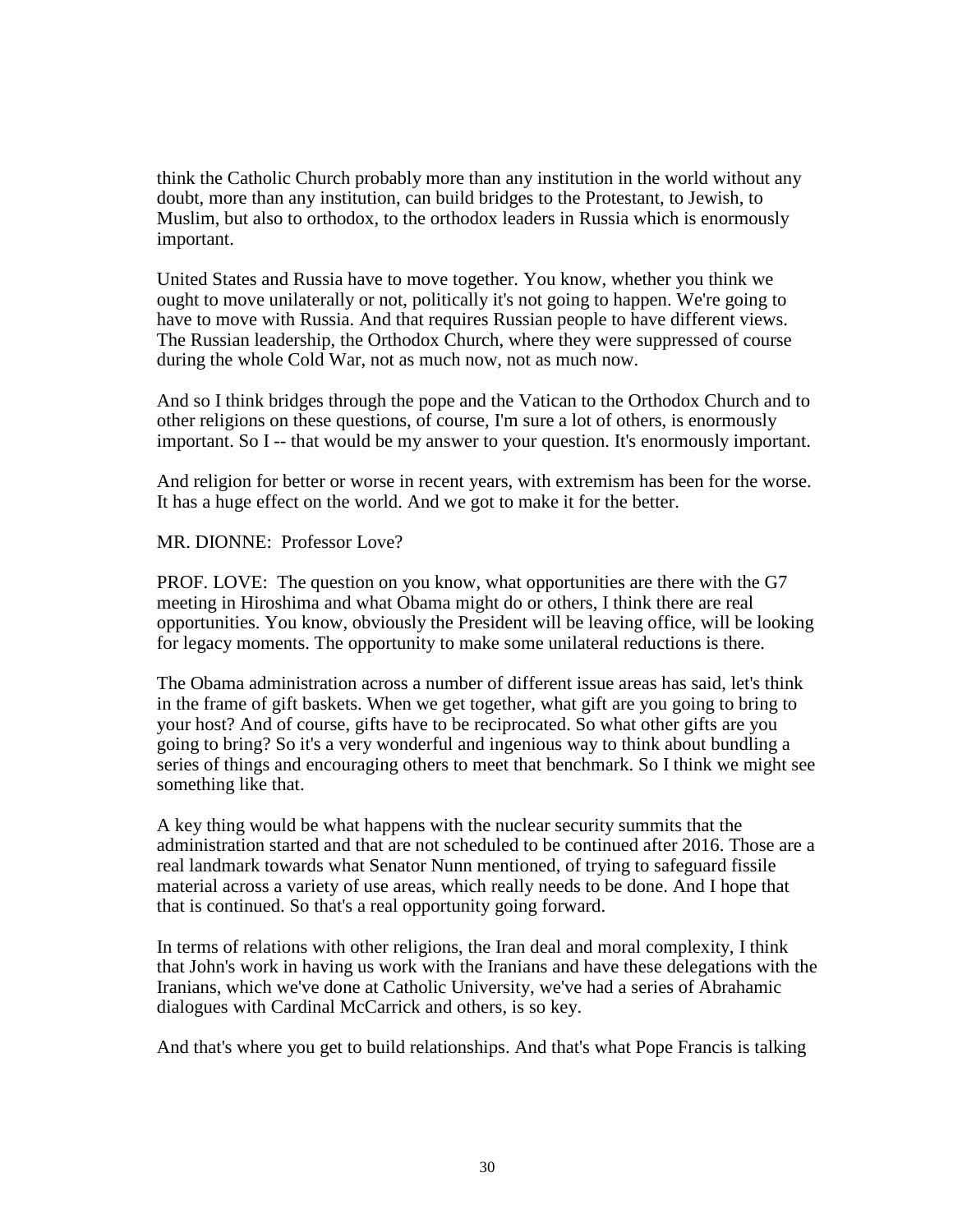think the Catholic Church probably more than any institution in the world without any doubt, more than any institution, can build bridges to the Protestant, to Jewish, to Muslim, but also to orthodox, to the orthodox leaders in Russia which is enormously important.

United States and Russia have to move together. You know, whether you think we ought to move unilaterally or not, politically it's not going to happen. We're going to have to move with Russia. And that requires Russian people to have different views. The Russian leadership, the Orthodox Church, where they were suppressed of course during the whole Cold War, not as much now, not as much now.

And so I think bridges through the pope and the Vatican to the Orthodox Church and to other religions on these questions, of course, I'm sure a lot of others, is enormously important. So I -- that would be my answer to your question. It's enormously important.

And religion for better or worse in recent years, with extremism has been for the worse. It has a huge effect on the world. And we got to make it for the better.

MR. DIONNE: Professor Love?

PROF. LOVE: The question on you know, what opportunities are there with the G7 meeting in Hiroshima and what Obama might do or others, I think there are real opportunities. You know, obviously the President will be leaving office, will be looking for legacy moments. The opportunity to make some unilateral reductions is there.

The Obama administration across a number of different issue areas has said, let's think in the frame of gift baskets. When we get together, what gift are you going to bring to your host? And of course, gifts have to be reciprocated. So what other gifts are you going to bring? So it's a very wonderful and ingenious way to think about bundling a series of things and encouraging others to meet that benchmark. So I think we might see something like that.

A key thing would be what happens with the nuclear security summits that the administration started and that are not scheduled to be continued after 2016. Those are a real landmark towards what Senator Nunn mentioned, of trying to safeguard fissile material across a variety of use areas, which really needs to be done. And I hope that that is continued. So that's a real opportunity going forward.

In terms of relations with other religions, the Iran deal and moral complexity, I think that John's work in having us work with the Iranians and have these delegations with the Iranians, which we've done at Catholic University, we've had a series of Abrahamic dialogues with Cardinal McCarrick and others, is so key.

And that's where you get to build relationships. And that's what Pope Francis is talking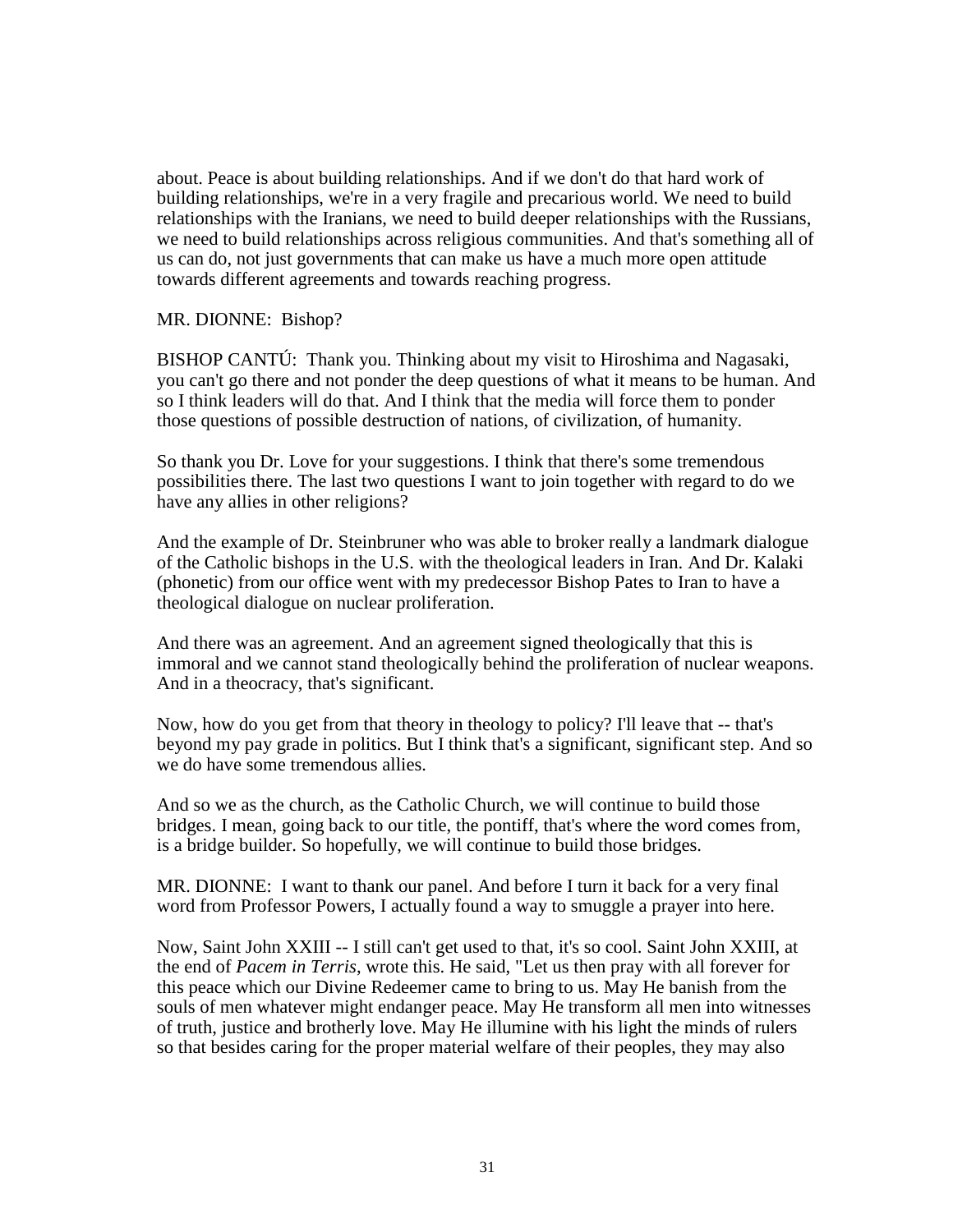about. Peace is about building relationships. And if we don't do that hard work of building relationships, we're in a very fragile and precarious world. We need to build relationships with the Iranians, we need to build deeper relationships with the Russians, we need to build relationships across religious communities. And that's something all of us can do, not just governments that can make us have a much more open attitude towards different agreements and towards reaching progress.

MR. DIONNE: Bishop?

BISHOP CANTÚ: Thank you. Thinking about my visit to Hiroshima and Nagasaki, you can't go there and not ponder the deep questions of what it means to be human. And so I think leaders will do that. And I think that the media will force them to ponder those questions of possible destruction of nations, of civilization, of humanity.

So thank you Dr. Love for your suggestions. I think that there's some tremendous possibilities there. The last two questions I want to join together with regard to do we have any allies in other religions?

And the example of Dr. Steinbruner who was able to broker really a landmark dialogue of the Catholic bishops in the U.S. with the theological leaders in Iran. And Dr. Kalaki (phonetic) from our office went with my predecessor Bishop Pates to Iran to have a theological dialogue on nuclear proliferation.

And there was an agreement. And an agreement signed theologically that this is immoral and we cannot stand theologically behind the proliferation of nuclear weapons. And in a theocracy, that's significant.

Now, how do you get from that theory in theology to policy? I'll leave that -- that's beyond my pay grade in politics. But I think that's a significant, significant step. And so we do have some tremendous allies.

And so we as the church, as the Catholic Church, we will continue to build those bridges. I mean, going back to our title, the pontiff, that's where the word comes from, is a bridge builder. So hopefully, we will continue to build those bridges.

MR. DIONNE: I want to thank our panel. And before I turn it back for a very final word from Professor Powers, I actually found a way to smuggle a prayer into here.

Now, Saint John XXIII -- I still can't get used to that, it's so cool. Saint John XXIII, at the end of *Pacem in Terris*, wrote this. He said, "Let us then pray with all forever for this peace which our Divine Redeemer came to bring to us. May He banish from the souls of men whatever might endanger peace. May He transform all men into witnesses of truth, justice and brotherly love. May He illumine with his light the minds of rulers so that besides caring for the proper material welfare of their peoples, they may also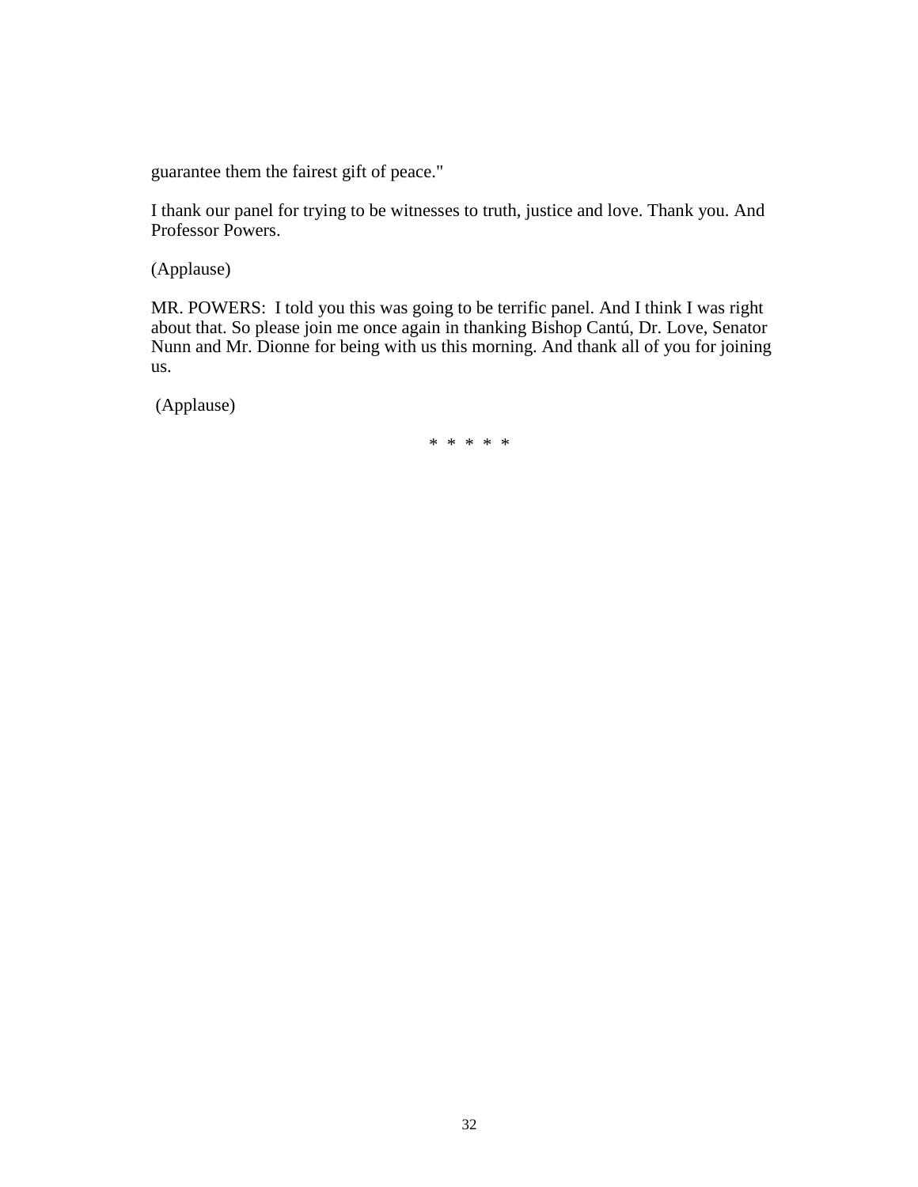guarantee them the fairest gift of peace."

I thank our panel for trying to be witnesses to truth, justice and love. Thank you. And Professor Powers.

(Applause)

MR. POWERS: I told you this was going to be terrific panel. And I think I was right about that. So please join me once again in thanking Bishop Cantú, Dr. Love, Senator Nunn and Mr. Dionne for being with us this morning. And thank all of you for joining us.

(Applause)

* * * * *